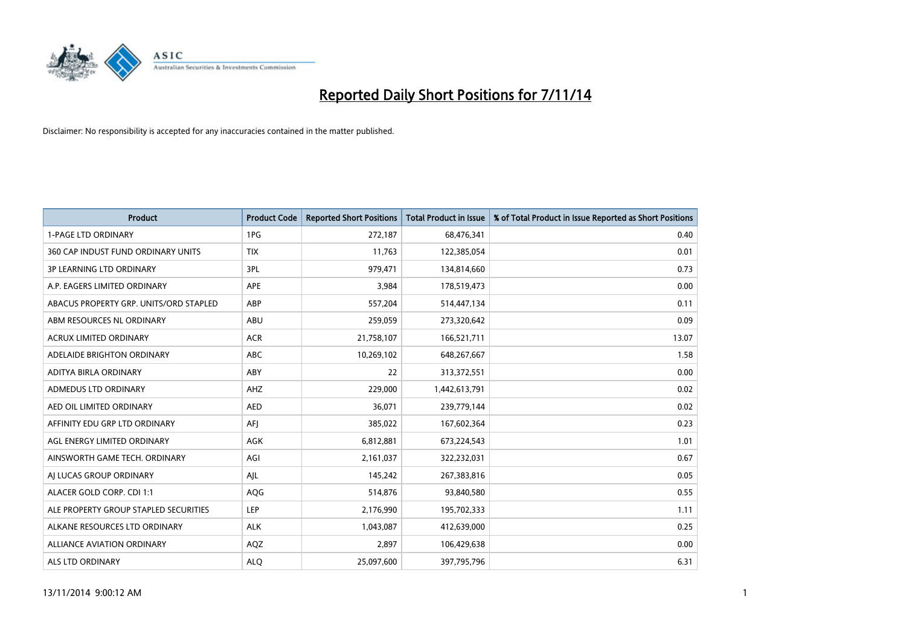# Reported Daily Short Positions for 7/11/14

Disclaimer: No responsibility is accepted for any inaccuracies contained in the matter published.

| Product | Product Code | Reported Short Positions | Total Product in Issue | % of Total Product in Issue Reported as Short Positions |
|---|---|---|---|---|
| 1-PAGE LTD ORDINARY | 1PG | 272,187 | 68,476,341 | 0.40 |
| 360 CAP INDUST FUND ORDINARY UNITS | TIX | 11,763 | 122,385,054 | 0.01 |
| 3P LEARNING LTD ORDINARY | 3PL | 979,471 | 134,814,660 | 0.73 |
| A.P. EAGERS LIMITED ORDINARY | APE | 3,984 | 178,519,473 | 0.00 |
| ABACUS PROPERTY GRP. UNITS/ORD STAPLED | ABP | 557,204 | 514,447,134 | 0.11 |
| ABM RESOURCES NL ORDINARY | ABU | 259,059 | 273,320,642 | 0.09 |
| ACRUX LIMITED ORDINARY | ACR | 21,758,107 | 166,521,711 | 13.07 |
| ADELAIDE BRIGHTON ORDINARY | ABC | 10,269,102 | 648,267,667 | 1.58 |
| ADITYA BIRLA ORDINARY | ABY | 22 | 313,372,551 | 0.00 |
| ADMEDUS LTD ORDINARY | AHZ | 229,000 | 1,442,613,791 | 0.02 |
| AED OIL LIMITED ORDINARY | AED | 36,071 | 239,779,144 | 0.02 |
| AFFINITY EDU GRP LTD ORDINARY | AFJ | 385,022 | 167,602,364 | 0.23 |
| AGL ENERGY LIMITED ORDINARY | AGK | 6,812,881 | 673,224,543 | 1.01 |
| AINSWORTH GAME TECH. ORDINARY | AGI | 2,161,037 | 322,232,031 | 0.67 |
| AJ LUCAS GROUP ORDINARY | AJL | 145,242 | 267,383,816 | 0.05 |
| ALACER GOLD CORP. CDI 1:1 | AQG | 514,876 | 93,840,580 | 0.55 |
| ALE PROPERTY GROUP STAPLED SECURITIES | LEP | 2,176,990 | 195,702,333 | 1.11 |
| ALKANE RESOURCES LTD ORDINARY | ALK | 1,043,087 | 412,639,000 | 0.25 |
| ALLIANCE AVIATION ORDINARY | AQZ | 2,897 | 106,429,638 | 0.00 |
| ALS LTD ORDINARY | ALQ | 25,097,600 | 397,795,796 | 6.31 |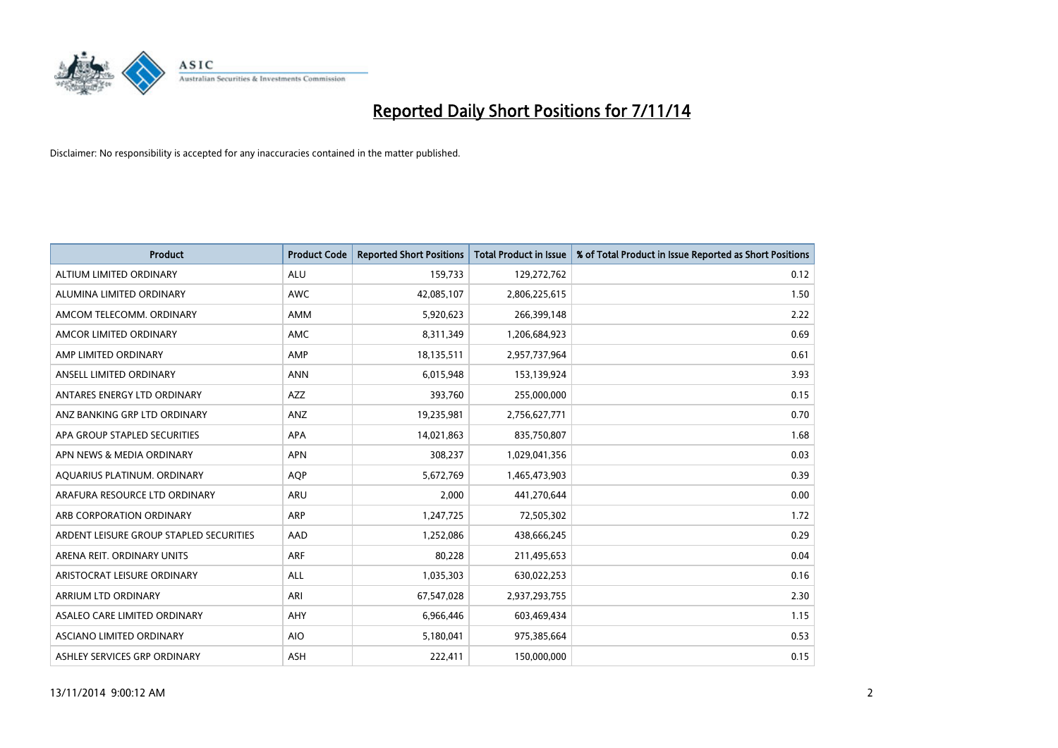# Reported Daily Short Positions for 7/11/14

Disclaimer: No responsibility is accepted for any inaccuracies contained in the matter published.

| Product | Product Code | Reported Short Positions | Total Product in Issue | % of Total Product in Issue Reported as Short Positions |
|---|---|---|---|---|
| ALTIUM LIMITED ORDINARY | ALU | 159,733 | 129,272,762 | 0.12 |
| ALUMINA LIMITED ORDINARY | AWC | 42,085,107 | 2,806,225,615 | 1.50 |
| AMCOM TELECOMM. ORDINARY | AMM | 5,920,623 | 266,399,148 | 2.22 |
| AMCOR LIMITED ORDINARY | AMC | 8,311,349 | 1,206,684,923 | 0.69 |
| AMP LIMITED ORDINARY | AMP | 18,135,511 | 2,957,737,964 | 0.61 |
| ANSELL LIMITED ORDINARY | ANN | 6,015,948 | 153,139,924 | 3.93 |
| ANTARES ENERGY LTD ORDINARY | AZZ | 393,760 | 255,000,000 | 0.15 |
| ANZ BANKING GRP LTD ORDINARY | ANZ | 19,235,981 | 2,756,627,771 | 0.70 |
| APA GROUP STAPLED SECURITIES | APA | 14,021,863 | 835,750,807 | 1.68 |
| APN NEWS & MEDIA ORDINARY | APN | 308,237 | 1,029,041,356 | 0.03 |
| AQUARIUS PLATINUM. ORDINARY | AQP | 5,672,769 | 1,465,473,903 | 0.39 |
| ARAFURA RESOURCE LTD ORDINARY | ARU | 2,000 | 441,270,644 | 0.00 |
| ARB CORPORATION ORDINARY | ARP | 1,247,725 | 72,505,302 | 1.72 |
| ARDENT LEISURE GROUP STAPLED SECURITIES | AAD | 1,252,086 | 438,666,245 | 0.29 |
| ARENA REIT. ORDINARY UNITS | ARF | 80,228 | 211,495,653 | 0.04 |
| ARISTOCRAT LEISURE ORDINARY | ALL | 1,035,303 | 630,022,253 | 0.16 |
| ARRIUM LTD ORDINARY | ARI | 67,547,028 | 2,937,293,755 | 2.30 |
| ASALEO CARE LIMITED ORDINARY | AHY | 6,966,446 | 603,469,434 | 1.15 |
| ASCIANO LIMITED ORDINARY | AIO | 5,180,041 | 975,385,664 | 0.53 |
| ASHLEY SERVICES GRP ORDINARY | ASH | 222,411 | 150,000,000 | 0.15 |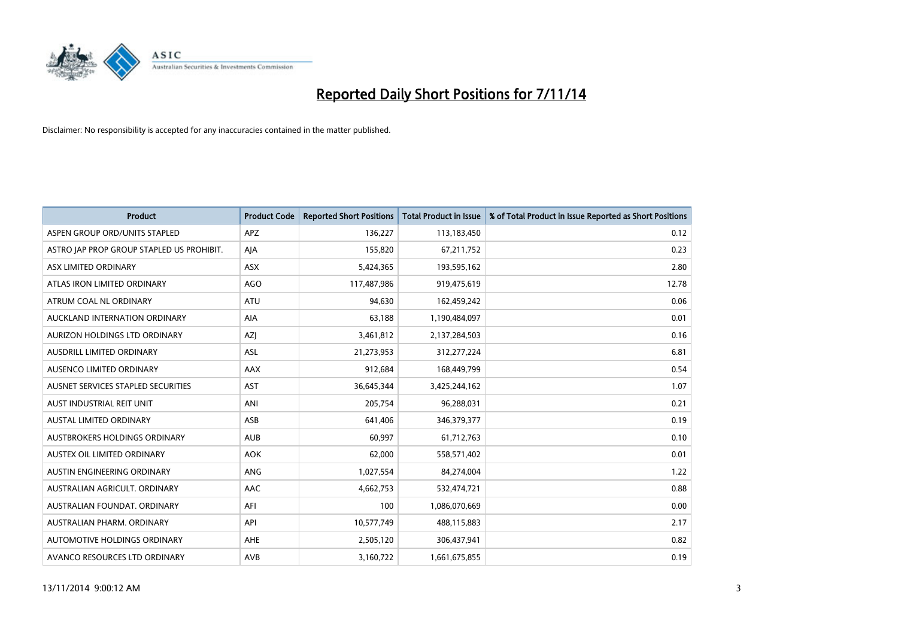# Reported Daily Short Positions for 7/11/14

Disclaimer: No responsibility is accepted for any inaccuracies contained in the matter published.

| Product | Product Code | Reported Short Positions | Total Product in Issue | % of Total Product in Issue Reported as Short Positions |
|---|---|---|---|---|
| ASPEN GROUP ORD/UNITS STAPLED | APZ | 136,227 | 113,183,450 | 0.12 |
| ASTRO JAP PROP GROUP STAPLED US PROHIBIT. | AJA | 155,820 | 67,211,752 | 0.23 |
| ASX LIMITED ORDINARY | ASX | 5,424,365 | 193,595,162 | 2.80 |
| ATLAS IRON LIMITED ORDINARY | AGO | 117,487,986 | 919,475,619 | 12.78 |
| ATRUM COAL NL ORDINARY | ATU | 94,630 | 162,459,242 | 0.06 |
| AUCKLAND INTERNATION ORDINARY | AIA | 63,188 | 1,190,484,097 | 0.01 |
| AURIZON HOLDINGS LTD ORDINARY | AZJ | 3,461,812 | 2,137,284,503 | 0.16 |
| AUSDRILL LIMITED ORDINARY | ASL | 21,273,953 | 312,277,224 | 6.81 |
| AUSENCO LIMITED ORDINARY | AAX | 912,684 | 168,449,799 | 0.54 |
| AUSNET SERVICES STAPLED SECURITIES | AST | 36,645,344 | 3,425,244,162 | 1.07 |
| AUST INDUSTRIAL REIT UNIT | ANI | 205,754 | 96,288,031 | 0.21 |
| AUSTAL LIMITED ORDINARY | ASB | 641,406 | 346,379,377 | 0.19 |
| AUSTBROKERS HOLDINGS ORDINARY | AUB | 60,997 | 61,712,763 | 0.10 |
| AUSTEX OIL LIMITED ORDINARY | AOK | 62,000 | 558,571,402 | 0.01 |
| AUSTIN ENGINEERING ORDINARY | ANG | 1,027,554 | 84,274,004 | 1.22 |
| AUSTRALIAN AGRICULT. ORDINARY | AAC | 4,662,753 | 532,474,721 | 0.88 |
| AUSTRALIAN FOUNDAT. ORDINARY | AFI | 100 | 1,086,070,669 | 0.00 |
| AUSTRALIAN PHARM. ORDINARY | API | 10,577,749 | 488,115,883 | 2.17 |
| AUTOMOTIVE HOLDINGS ORDINARY | AHE | 2,505,120 | 306,437,941 | 0.82 |
| AVANCO RESOURCES LTD ORDINARY | AVB | 3,160,722 | 1,661,675,855 | 0.19 |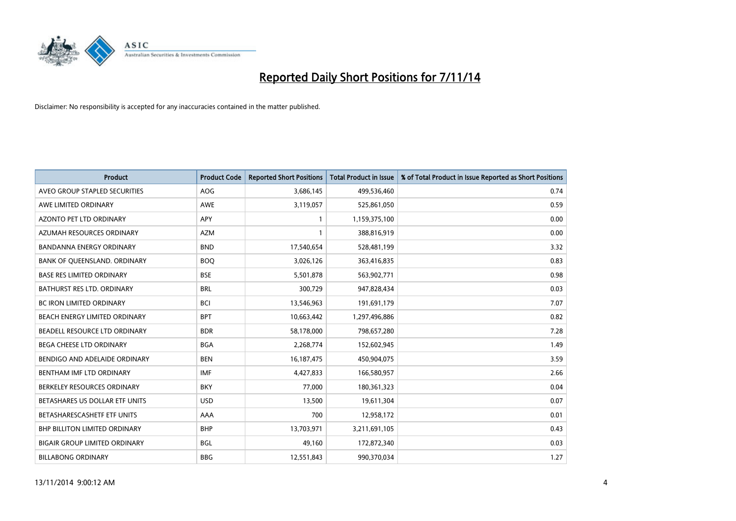# Reported Daily Short Positions for 7/11/14

Disclaimer: No responsibility is accepted for any inaccuracies contained in the matter published.

| Product | Product Code | Reported Short Positions | Total Product in Issue | % of Total Product in Issue Reported as Short Positions |
|---|---|---|---|---|
| AVEO GROUP STAPLED SECURITIES | AOG | 3,686,145 | 499,536,460 | 0.74 |
| AWE LIMITED ORDINARY | AWE | 3,119,057 | 525,861,050 | 0.59 |
| AZONTO PET LTD ORDINARY | APY | 1 | 1,159,375,100 | 0.00 |
| AZUMAH RESOURCES ORDINARY | AZM | 1 | 388,816,919 | 0.00 |
| BANDANNA ENERGY ORDINARY | BND | 17,540,654 | 528,481,199 | 3.32 |
| BANK OF QUEENSLAND. ORDINARY | BOQ | 3,026,126 | 363,416,835 | 0.83 |
| BASE RES LIMITED ORDINARY | BSE | 5,501,878 | 563,902,771 | 0.98 |
| BATHURST RES LTD. ORDINARY | BRL | 300,729 | 947,828,434 | 0.03 |
| BC IRON LIMITED ORDINARY | BCI | 13,546,963 | 191,691,179 | 7.07 |
| BEACH ENERGY LIMITED ORDINARY | BPT | 10,663,442 | 1,297,496,886 | 0.82 |
| BEADELL RESOURCE LTD ORDINARY | BDR | 58,178,000 | 798,657,280 | 7.28 |
| BEGA CHEESE LTD ORDINARY | BGA | 2,268,774 | 152,602,945 | 1.49 |
| BENDIGO AND ADELAIDE ORDINARY | BEN | 16,187,475 | 450,904,075 | 3.59 |
| BENTHAM IMF LTD ORDINARY | IMF | 4,427,833 | 166,580,957 | 2.66 |
| BERKELEY RESOURCES ORDINARY | BKY | 77,000 | 180,361,323 | 0.04 |
| BETASHARES US DOLLAR ETF UNITS | USD | 13,500 | 19,611,304 | 0.07 |
| BETASHARESCASHETF ETF UNITS | AAA | 700 | 12,958,172 | 0.01 |
| BHP BILLITON LIMITED ORDINARY | BHP | 13,703,971 | 3,211,691,105 | 0.43 |
| BIGAIR GROUP LIMITED ORDINARY | BGL | 49,160 | 172,872,340 | 0.03 |
| BILLABONG ORDINARY | BBG | 12,551,843 | 990,370,034 | 1.27 |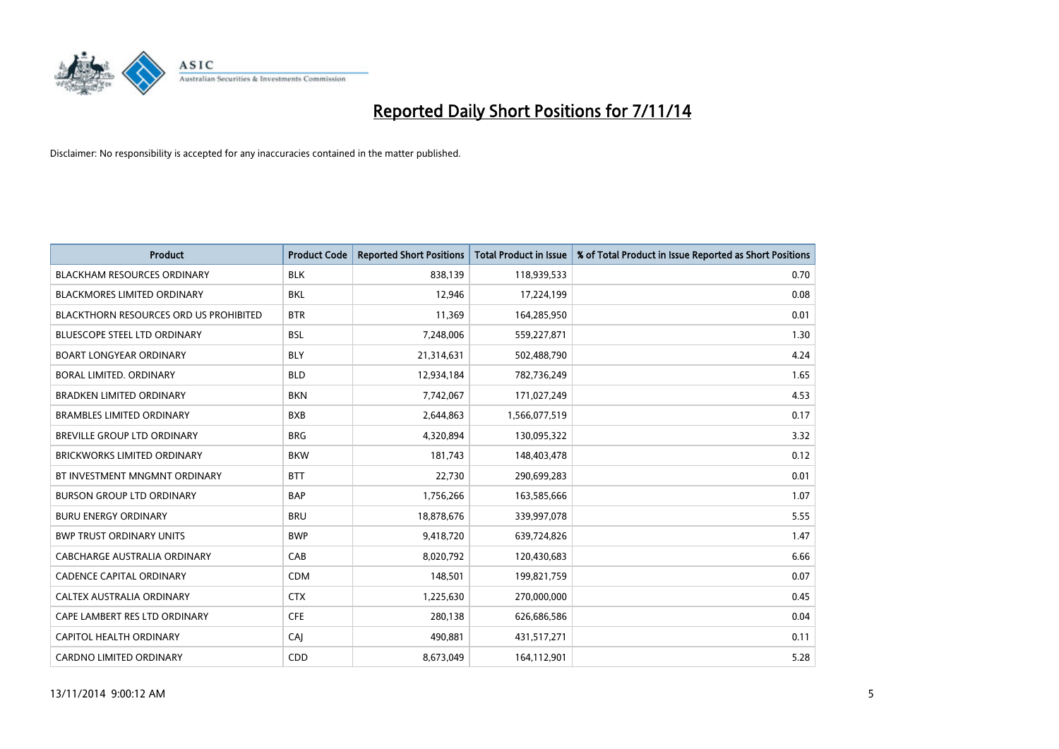# Reported Daily Short Positions for 7/11/14

Disclaimer: No responsibility is accepted for any inaccuracies contained in the matter published.

| Product | Product Code | Reported Short Positions | Total Product in Issue | % of Total Product in Issue Reported as Short Positions |
|---|---|---|---|---|
| BLACKHAM RESOURCES ORDINARY | BLK | 838,139 | 118,939,533 | 0.70 |
| BLACKMORES LIMITED ORDINARY | BKL | 12,946 | 17,224,199 | 0.08 |
| BLACKTHORN RESOURCES ORD US PROHIBITED | BTR | 11,369 | 164,285,950 | 0.01 |
| BLUESCOPE STEEL LTD ORDINARY | BSL | 7,248,006 | 559,227,871 | 1.30 |
| BOART LONGYEAR ORDINARY | BLY | 21,314,631 | 502,488,790 | 4.24 |
| BORAL LIMITED. ORDINARY | BLD | 12,934,184 | 782,736,249 | 1.65 |
| BRADKEN LIMITED ORDINARY | BKN | 7,742,067 | 171,027,249 | 4.53 |
| BRAMBLES LIMITED ORDINARY | BXB | 2,644,863 | 1,566,077,519 | 0.17 |
| BREVILLE GROUP LTD ORDINARY | BRG | 4,320,894 | 130,095,322 | 3.32 |
| BRICKWORKS LIMITED ORDINARY | BKW | 181,743 | 148,403,478 | 0.12 |
| BT INVESTMENT MNGMNT ORDINARY | BTT | 22,730 | 290,699,283 | 0.01 |
| BURSON GROUP LTD ORDINARY | BAP | 1,756,266 | 163,585,666 | 1.07 |
| BURU ENERGY ORDINARY | BRU | 18,878,676 | 339,997,078 | 5.55 |
| BWP TRUST ORDINARY UNITS | BWP | 9,418,720 | 639,724,826 | 1.47 |
| CABCHARGE AUSTRALIA ORDINARY | CAB | 8,020,792 | 120,430,683 | 6.66 |
| CADENCE CAPITAL ORDINARY | CDM | 148,501 | 199,821,759 | 0.07 |
| CALTEX AUSTRALIA ORDINARY | CTX | 1,225,630 | 270,000,000 | 0.45 |
| CAPE LAMBERT RES LTD ORDINARY | CFE | 280,138 | 626,686,586 | 0.04 |
| CAPITOL HEALTH ORDINARY | CAJ | 490,881 | 431,517,271 | 0.11 |
| CARDNO LIMITED ORDINARY | CDD | 8,673,049 | 164,112,901 | 5.28 |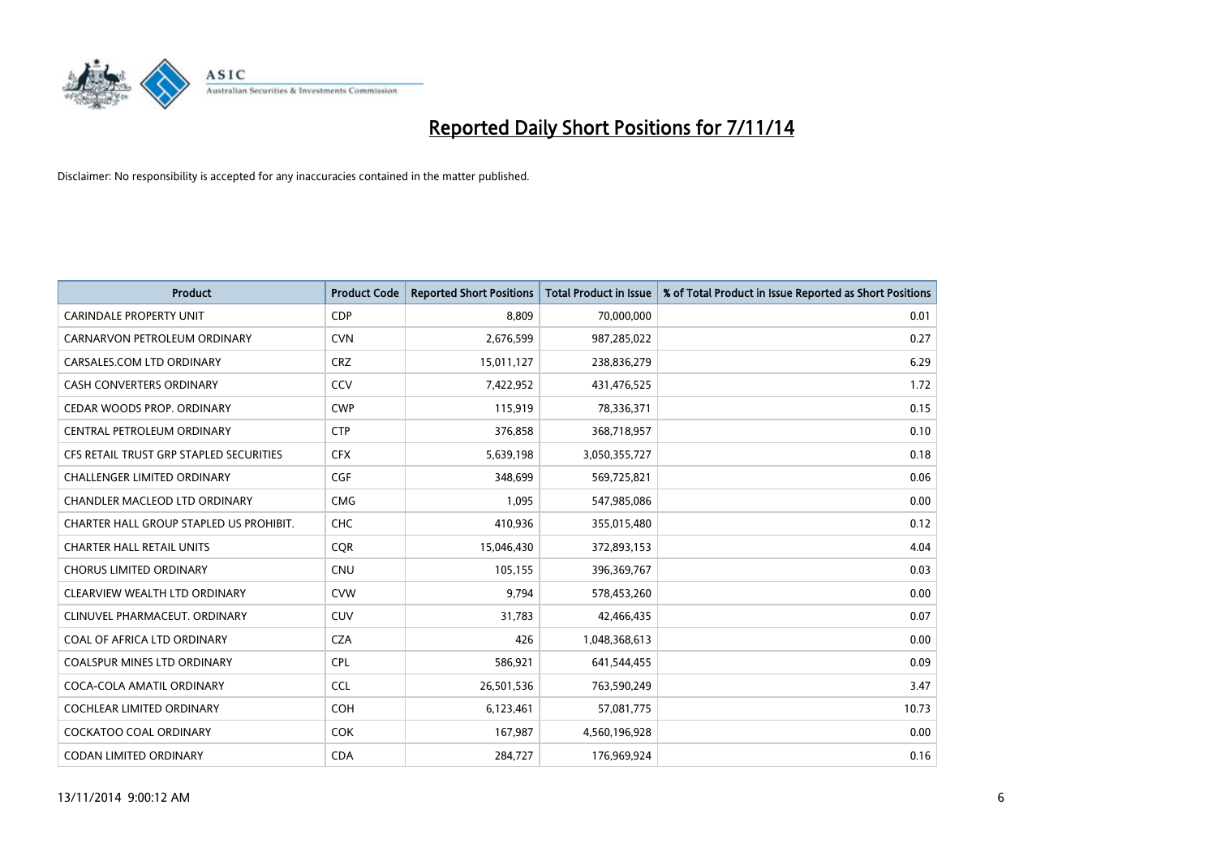# Reported Daily Short Positions for 7/11/14

Disclaimer: No responsibility is accepted for any inaccuracies contained in the matter published.

| Product | Product Code | Reported Short Positions | Total Product in Issue | % of Total Product in Issue Reported as Short Positions |
|---|---|---|---|---|
| CARINDALE PROPERTY UNIT | CDP | 8,809 | 70,000,000 | 0.01 |
| CARNARVON PETROLEUM ORDINARY | CVN | 2,676,599 | 987,285,022 | 0.27 |
| CARSALES.COM LTD ORDINARY | CRZ | 15,011,127 | 238,836,279 | 6.29 |
| CASH CONVERTERS ORDINARY | CCV | 7,422,952 | 431,476,525 | 1.72 |
| CEDAR WOODS PROP. ORDINARY | CWP | 115,919 | 78,336,371 | 0.15 |
| CENTRAL PETROLEUM ORDINARY | CTP | 376,858 | 368,718,957 | 0.10 |
| CFS RETAIL TRUST GRP STAPLED SECURITIES | CFX | 5,639,198 | 3,050,355,727 | 0.18 |
| CHALLENGER LIMITED ORDINARY | CGF | 348,699 | 569,725,821 | 0.06 |
| CHANDLER MACLEOD LTD ORDINARY | CMG | 1,095 | 547,985,086 | 0.00 |
| CHARTER HALL GROUP STAPLED US PROHIBIT. | CHC | 410,936 | 355,015,480 | 0.12 |
| CHARTER HALL RETAIL UNITS | CQR | 15,046,430 | 372,893,153 | 4.04 |
| CHORUS LIMITED ORDINARY | CNU | 105,155 | 396,369,767 | 0.03 |
| CLEARVIEW WEALTH LTD ORDINARY | CVW | 9,794 | 578,453,260 | 0.00 |
| CLINUVEL PHARMACEUT. ORDINARY | CUV | 31,783 | 42,466,435 | 0.07 |
| COAL OF AFRICA LTD ORDINARY | CZA | 426 | 1,048,368,613 | 0.00 |
| COALSPUR MINES LTD ORDINARY | CPL | 586,921 | 641,544,455 | 0.09 |
| COCA-COLA AMATIL ORDINARY | CCL | 26,501,536 | 763,590,249 | 3.47 |
| COCHLEAR LIMITED ORDINARY | COH | 6,123,461 | 57,081,775 | 10.73 |
| COCKATOO COAL ORDINARY | COK | 167,987 | 4,560,196,928 | 0.00 |
| CODAN LIMITED ORDINARY | CDA | 284,727 | 176,969,924 | 0.16 |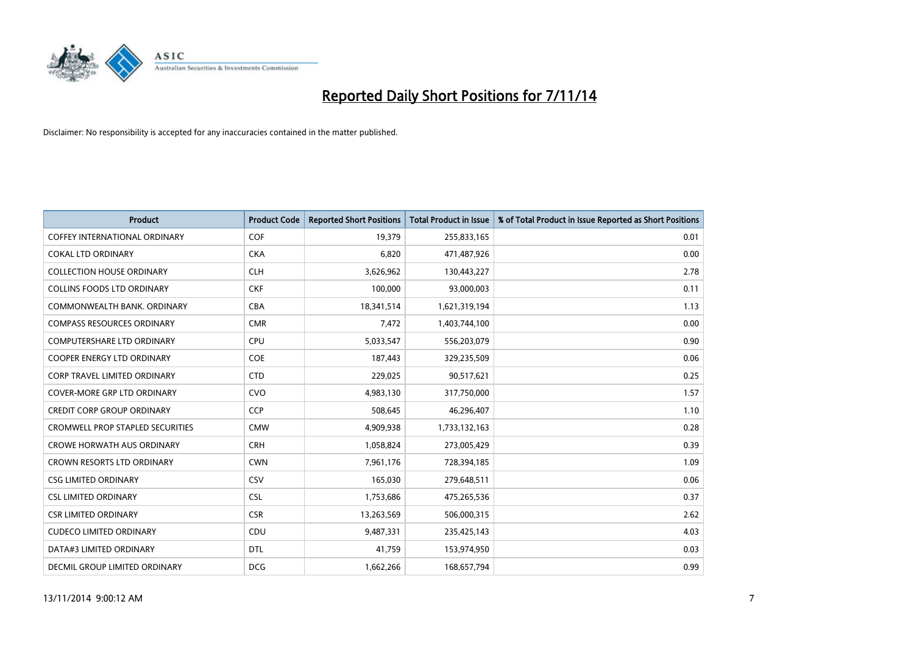# Reported Daily Short Positions for 7/11/14

Disclaimer: No responsibility is accepted for any inaccuracies contained in the matter published.

| Product | Product Code | Reported Short Positions | Total Product in Issue | % of Total Product in Issue Reported as Short Positions |
|---|---|---|---|---|
| COFFEY INTERNATIONAL ORDINARY | COF | 19,379 | 255,833,165 | 0.01 |
| COKAL LTD ORDINARY | CKA | 6,820 | 471,487,926 | 0.00 |
| COLLECTION HOUSE ORDINARY | CLH | 3,626,962 | 130,443,227 | 2.78 |
| COLLINS FOODS LTD ORDINARY | CKF | 100,000 | 93,000,003 | 0.11 |
| COMMONWEALTH BANK. ORDINARY | CBA | 18,341,514 | 1,621,319,194 | 1.13 |
| COMPASS RESOURCES ORDINARY | CMR | 7,472 | 1,403,744,100 | 0.00 |
| COMPUTERSHARE LTD ORDINARY | CPU | 5,033,547 | 556,203,079 | 0.90 |
| COOPER ENERGY LTD ORDINARY | COE | 187,443 | 329,235,509 | 0.06 |
| CORP TRAVEL LIMITED ORDINARY | CTD | 229,025 | 90,517,621 | 0.25 |
| COVER-MORE GRP LTD ORDINARY | CVO | 4,983,130 | 317,750,000 | 1.57 |
| CREDIT CORP GROUP ORDINARY | CCP | 508,645 | 46,296,407 | 1.10 |
| CROMWELL PROP STAPLED SECURITIES | CMW | 4,909,938 | 1,733,132,163 | 0.28 |
| CROWE HORWATH AUS ORDINARY | CRH | 1,058,824 | 273,005,429 | 0.39 |
| CROWN RESORTS LTD ORDINARY | CWN | 7,961,176 | 728,394,185 | 1.09 |
| CSG LIMITED ORDINARY | CSV | 165,030 | 279,648,511 | 0.06 |
| CSL LIMITED ORDINARY | CSL | 1,753,686 | 475,265,536 | 0.37 |
| CSR LIMITED ORDINARY | CSR | 13,263,569 | 506,000,315 | 2.62 |
| CUDECO LIMITED ORDINARY | CDU | 9,487,331 | 235,425,143 | 4.03 |
| DATA#3 LIMITED ORDINARY | DTL | 41,759 | 153,974,950 | 0.03 |
| DECMIL GROUP LIMITED ORDINARY | DCG | 1,662,266 | 168,657,794 | 0.99 |

13/11/2014 9:00:12 AM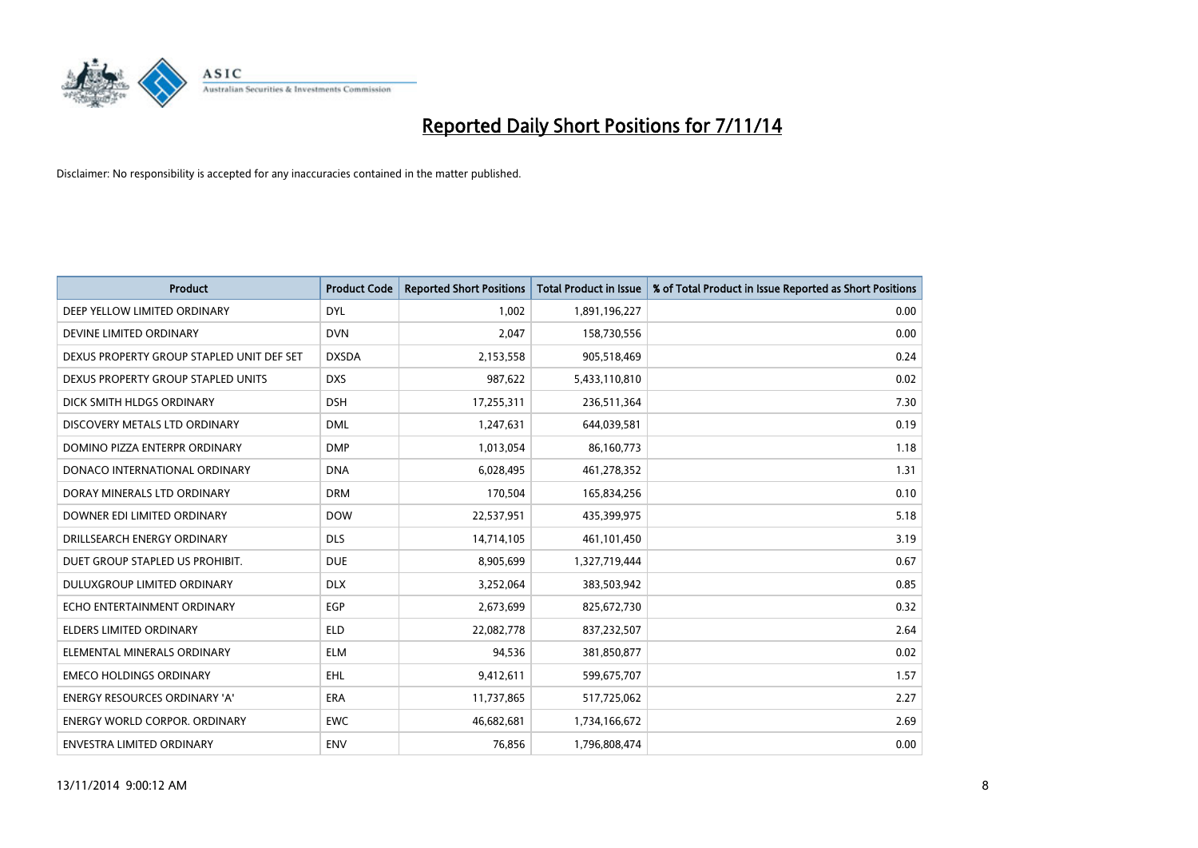# Reported Daily Short Positions for 7/11/14

Disclaimer: No responsibility is accepted for any inaccuracies contained in the matter published.

| Product | Product Code | Reported Short Positions | Total Product in Issue | % of Total Product in Issue Reported as Short Positions |
|---|---|---|---|---|
| DEEP YELLOW LIMITED ORDINARY | DYL | 1,002 | 1,891,196,227 | 0.00 |
| DEVINE LIMITED ORDINARY | DVN | 2,047 | 158,730,556 | 0.00 |
| DEXUS PROPERTY GROUP STAPLED UNIT DEF SET | DXSDA | 2,153,558 | 905,518,469 | 0.24 |
| DEXUS PROPERTY GROUP STAPLED UNITS | DXS | 987,622 | 5,433,110,810 | 0.02 |
| DICK SMITH HLDGS ORDINARY | DSH | 17,255,311 | 236,511,364 | 7.30 |
| DISCOVERY METALS LTD ORDINARY | DML | 1,247,631 | 644,039,581 | 0.19 |
| DOMINO PIZZA ENTERPR ORDINARY | DMP | 1,013,054 | 86,160,773 | 1.18 |
| DONACO INTERNATIONAL ORDINARY | DNA | 6,028,495 | 461,278,352 | 1.31 |
| DORAY MINERALS LTD ORDINARY | DRM | 170,504 | 165,834,256 | 0.10 |
| DOWNER EDI LIMITED ORDINARY | DOW | 22,537,951 | 435,399,975 | 5.18 |
| DRILLSEARCH ENERGY ORDINARY | DLS | 14,714,105 | 461,101,450 | 3.19 |
| DUET GROUP STAPLED US PROHIBIT. | DUE | 8,905,699 | 1,327,719,444 | 0.67 |
| DULUXGROUP LIMITED ORDINARY | DLX | 3,252,064 | 383,503,942 | 0.85 |
| ECHO ENTERTAINMENT ORDINARY | EGP | 2,673,699 | 825,672,730 | 0.32 |
| ELDERS LIMITED ORDINARY | ELD | 22,082,778 | 837,232,507 | 2.64 |
| ELEMENTAL MINERALS ORDINARY | ELM | 94,536 | 381,850,877 | 0.02 |
| EMECO HOLDINGS ORDINARY | EHL | 9,412,611 | 599,675,707 | 1.57 |
| ENERGY RESOURCES ORDINARY 'A' | ERA | 11,737,865 | 517,725,062 | 2.27 |
| ENERGY WORLD CORPOR. ORDINARY | EWC | 46,682,681 | 1,734,166,672 | 2.69 |
| ENVESTRA LIMITED ORDINARY | ENV | 76,856 | 1,796,808,474 | 0.00 |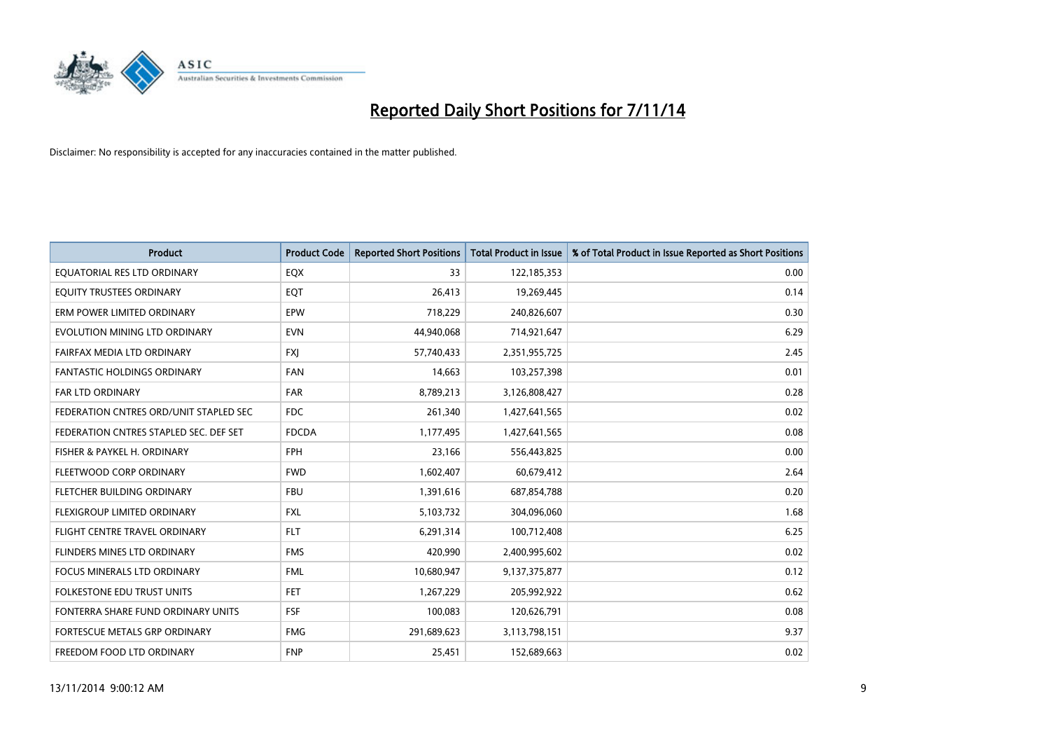# Reported Daily Short Positions for 7/11/14

Disclaimer: No responsibility is accepted for any inaccuracies contained in the matter published.

| Product | Product Code | Reported Short Positions | Total Product in Issue | % of Total Product in Issue Reported as Short Positions |
|---|---|---|---|---|
| EQUATORIAL RES LTD ORDINARY | EQX | 33 | 122,185,353 | 0.00 |
| EQUITY TRUSTEES ORDINARY | EQT | 26,413 | 19,269,445 | 0.14 |
| ERM POWER LIMITED ORDINARY | EPW | 718,229 | 240,826,607 | 0.30 |
| EVOLUTION MINING LTD ORDINARY | EVN | 44,940,068 | 714,921,647 | 6.29 |
| FAIRFAX MEDIA LTD ORDINARY | FXJ | 57,740,433 | 2,351,955,725 | 2.45 |
| FANTASTIC HOLDINGS ORDINARY | FAN | 14,663 | 103,257,398 | 0.01 |
| FAR LTD ORDINARY | FAR | 8,789,213 | 3,126,808,427 | 0.28 |
| FEDERATION CNTRES ORD/UNIT STAPLED SEC | FDC | 261,340 | 1,427,641,565 | 0.02 |
| FEDERATION CNTRES STAPLED SEC. DEF SET | FDCDA | 1,177,495 | 1,427,641,565 | 0.08 |
| FISHER & PAYKEL H. ORDINARY | FPH | 23,166 | 556,443,825 | 0.00 |
| FLEETWOOD CORP ORDINARY | FWD | 1,602,407 | 60,679,412 | 2.64 |
| FLETCHER BUILDING ORDINARY | FBU | 1,391,616 | 687,854,788 | 0.20 |
| FLEXIGROUP LIMITED ORDINARY | FXL | 5,103,732 | 304,096,060 | 1.68 |
| FLIGHT CENTRE TRAVEL ORDINARY | FLT | 6,291,314 | 100,712,408 | 6.25 |
| FLINDERS MINES LTD ORDINARY | FMS | 420,990 | 2,400,995,602 | 0.02 |
| FOCUS MINERALS LTD ORDINARY | FML | 10,680,947 | 9,137,375,877 | 0.12 |
| FOLKESTONE EDU TRUST UNITS | FET | 1,267,229 | 205,992,922 | 0.62 |
| FONTERRA SHARE FUND ORDINARY UNITS | FSF | 100,083 | 120,626,791 | 0.08 |
| FORTESCUE METALS GRP ORDINARY | FMG | 291,689,623 | 3,113,798,151 | 9.37 |
| FREEDOM FOOD LTD ORDINARY | FNP | 25,451 | 152,689,663 | 0.02 |

13/11/2014 9:00:12 AM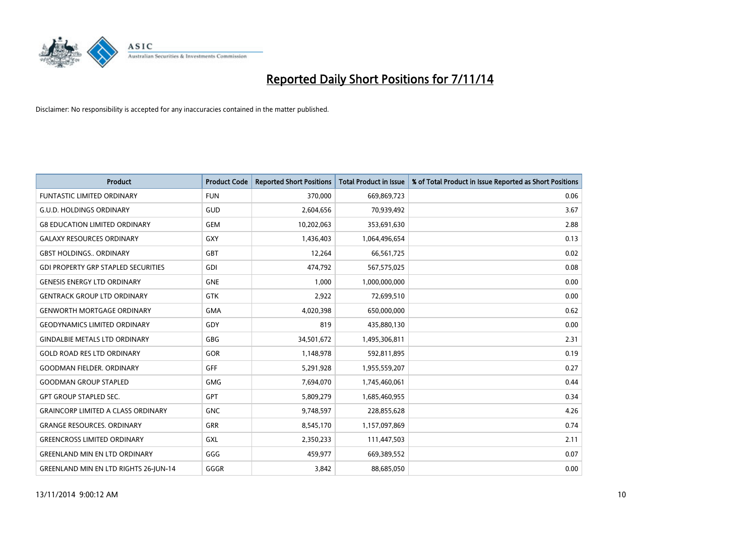# Reported Daily Short Positions for 7/11/14

Disclaimer: No responsibility is accepted for any inaccuracies contained in the matter published.

| Product | Product Code | Reported Short Positions | Total Product in Issue | % of Total Product in Issue Reported as Short Positions |
|---|---|---|---|---|
| FUNTASTIC LIMITED ORDINARY | FUN | 370,000 | 669,869,723 | 0.06 |
| G.U.D. HOLDINGS ORDINARY | GUD | 2,604,656 | 70,939,492 | 3.67 |
| G8 EDUCATION LIMITED ORDINARY | GEM | 10,202,063 | 353,691,630 | 2.88 |
| GALAXY RESOURCES ORDINARY | GXY | 1,436,403 | 1,064,496,654 | 0.13 |
| GBST HOLDINGS.. ORDINARY | GBT | 12,264 | 66,561,725 | 0.02 |
| GDI PROPERTY GRP STAPLED SECURITIES | GDI | 474,792 | 567,575,025 | 0.08 |
| GENESIS ENERGY LTD ORDINARY | GNE | 1,000 | 1,000,000,000 | 0.00 |
| GENTRACK GROUP LTD ORDINARY | GTK | 2,922 | 72,699,510 | 0.00 |
| GENWORTH MORTGAGE ORDINARY | GMA | 4,020,398 | 650,000,000 | 0.62 |
| GEODYNAMICS LIMITED ORDINARY | GDY | 819 | 435,880,130 | 0.00 |
| GINDALBIE METALS LTD ORDINARY | GBG | 34,501,672 | 1,495,306,811 | 2.31 |
| GOLD ROAD RES LTD ORDINARY | GOR | 1,148,978 | 592,811,895 | 0.19 |
| GOODMAN FIELDER. ORDINARY | GFF | 5,291,928 | 1,955,559,207 | 0.27 |
| GOODMAN GROUP STAPLED | GMG | 7,694,070 | 1,745,460,061 | 0.44 |
| GPT GROUP STAPLED SEC. | GPT | 5,809,279 | 1,685,460,955 | 0.34 |
| GRAINCORP LIMITED A CLASS ORDINARY | GNC | 9,748,597 | 228,855,628 | 4.26 |
| GRANGE RESOURCES. ORDINARY | GRR | 8,545,170 | 1,157,097,869 | 0.74 |
| GREENCROSS LIMITED ORDINARY | GXL | 2,350,233 | 111,447,503 | 2.11 |
| GREENLAND MIN EN LTD ORDINARY | GGG | 459,977 | 669,389,552 | 0.07 |
| GREENLAND MIN EN LTD RIGHTS 26-JUN-14 | GGGR | 3,842 | 88,685,050 | 0.00 |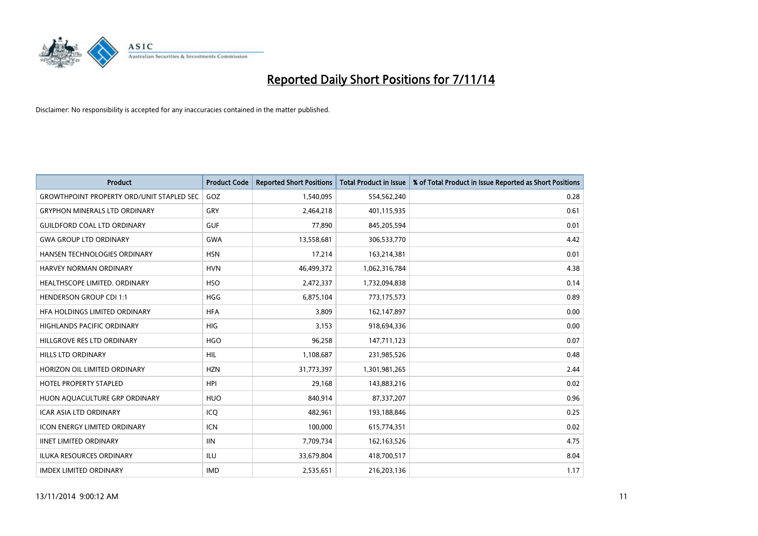# Reported Daily Short Positions for 7/11/14

Disclaimer: No responsibility is accepted for any inaccuracies contained in the matter published.

| Product | Product Code | Reported Short Positions | Total Product in Issue | % of Total Product in Issue Reported as Short Positions |
| --- | --- | --- | --- | --- |
| GROWTHPOINT PROPERTY ORD/UNIT STAPLED SEC | GOZ | 1,540,095 | 554,562,240 | 0.28 |
| GRYPHON MINERALS LTD ORDINARY | GRY | 2,464,218 | 401,115,935 | 0.61 |
| GUILDFORD COAL LTD ORDINARY | GUF | 77,890 | 845,205,594 | 0.01 |
| GWA GROUP LTD ORDINARY | GWA | 13,558,681 | 306,533,770 | 4.42 |
| HANSEN TECHNOLOGIES ORDINARY | HSN | 17,214 | 163,214,381 | 0.01 |
| HARVEY NORMAN ORDINARY | HVN | 46,499,372 | 1,062,316,784 | 4.38 |
| HEALTHSCOPE LIMITED. ORDINARY | HSO | 2,472,337 | 1,732,094,838 | 0.14 |
| HENDERSON GROUP CDI 1:1 | HGG | 6,875,104 | 773,175,573 | 0.89 |
| HFA HOLDINGS LIMITED ORDINARY | HFA | 3,809 | 162,147,897 | 0.00 |
| HIGHLANDS PACIFIC ORDINARY | HIG | 3,153 | 918,694,336 | 0.00 |
| HILLGROVE RES LTD ORDINARY | HGO | 96,258 | 147,711,123 | 0.07 |
| HILLS LTD ORDINARY | HIL | 1,108,687 | 231,985,526 | 0.48 |
| HORIZON OIL LIMITED ORDINARY | HZN | 31,773,397 | 1,301,981,265 | 2.44 |
| HOTEL PROPERTY STAPLED | HPI | 29,168 | 143,883,216 | 0.02 |
| HUON AQUACULTURE GRP ORDINARY | HUO | 840,914 | 87,337,207 | 0.96 |
| ICAR ASIA LTD ORDINARY | ICQ | 482,961 | 193,188,846 | 0.25 |
| ICON ENERGY LIMITED ORDINARY | ICN | 100,000 | 615,774,351 | 0.02 |
| IINET LIMITED ORDINARY | IIN | 7,709,734 | 162,163,526 | 4.75 |
| ILUKA RESOURCES ORDINARY | ILU | 33,679,804 | 418,700,517 | 8.04 |
| IMDEX LIMITED ORDINARY | IMD | 2,535,651 | 216,203,136 | 1.17 |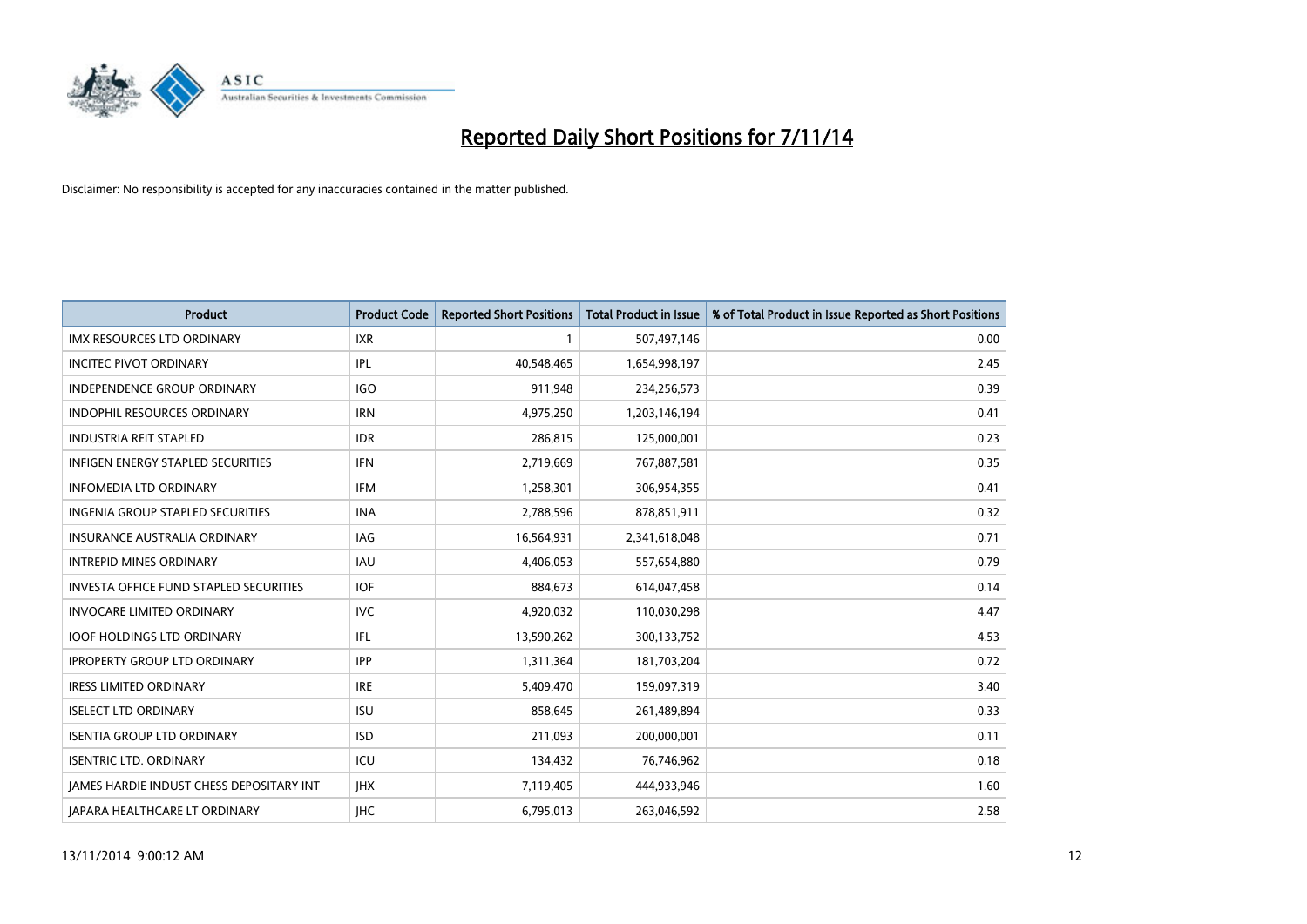# Reported Daily Short Positions for 7/11/14

Disclaimer: No responsibility is accepted for any inaccuracies contained in the matter published.

| Product | Product Code | Reported Short Positions | Total Product in Issue | % of Total Product in Issue Reported as Short Positions |
|---|---|---|---|---|
| IMX RESOURCES LTD ORDINARY | IXR | 1 | 507,497,146 | 0.00 |
| INCITEC PIVOT ORDINARY | IPL | 40,548,465 | 1,654,998,197 | 2.45 |
| INDEPENDENCE GROUP ORDINARY | IGO | 911,948 | 234,256,573 | 0.39 |
| INDOPHIL RESOURCES ORDINARY | IRN | 4,975,250 | 1,203,146,194 | 0.41 |
| INDUSTRIA REIT STAPLED | IDR | 286,815 | 125,000,001 | 0.23 |
| INFIGEN ENERGY STAPLED SECURITIES | IFN | 2,719,669 | 767,887,581 | 0.35 |
| INFOMEDIA LTD ORDINARY | IFM | 1,258,301 | 306,954,355 | 0.41 |
| INGENIA GROUP STAPLED SECURITIES | INA | 2,788,596 | 878,851,911 | 0.32 |
| INSURANCE AUSTRALIA ORDINARY | IAG | 16,564,931 | 2,341,618,048 | 0.71 |
| INTREPID MINES ORDINARY | IAU | 4,406,053 | 557,654,880 | 0.79 |
| INVESTA OFFICE FUND STAPLED SECURITIES | IOF | 884,673 | 614,047,458 | 0.14 |
| INVOCARE LIMITED ORDINARY | IVC | 4,920,032 | 110,030,298 | 4.47 |
| IOOF HOLDINGS LTD ORDINARY | IFL | 13,590,262 | 300,133,752 | 4.53 |
| IPROPERTY GROUP LTD ORDINARY | IPP | 1,311,364 | 181,703,204 | 0.72 |
| IRESS LIMITED ORDINARY | IRE | 5,409,470 | 159,097,319 | 3.40 |
| ISELECT LTD ORDINARY | ISU | 858,645 | 261,489,894 | 0.33 |
| ISENTIA GROUP LTD ORDINARY | ISD | 211,093 | 200,000,001 | 0.11 |
| ISENTRIC LTD. ORDINARY | ICU | 134,432 | 76,746,962 | 0.18 |
| JAMES HARDIE INDUST CHESS DEPOSITARY INT | JHX | 7,119,405 | 444,933,946 | 1.60 |
| JAPARA HEALTHCARE LT ORDINARY | JHC | 6,795,013 | 263,046,592 | 2.58 |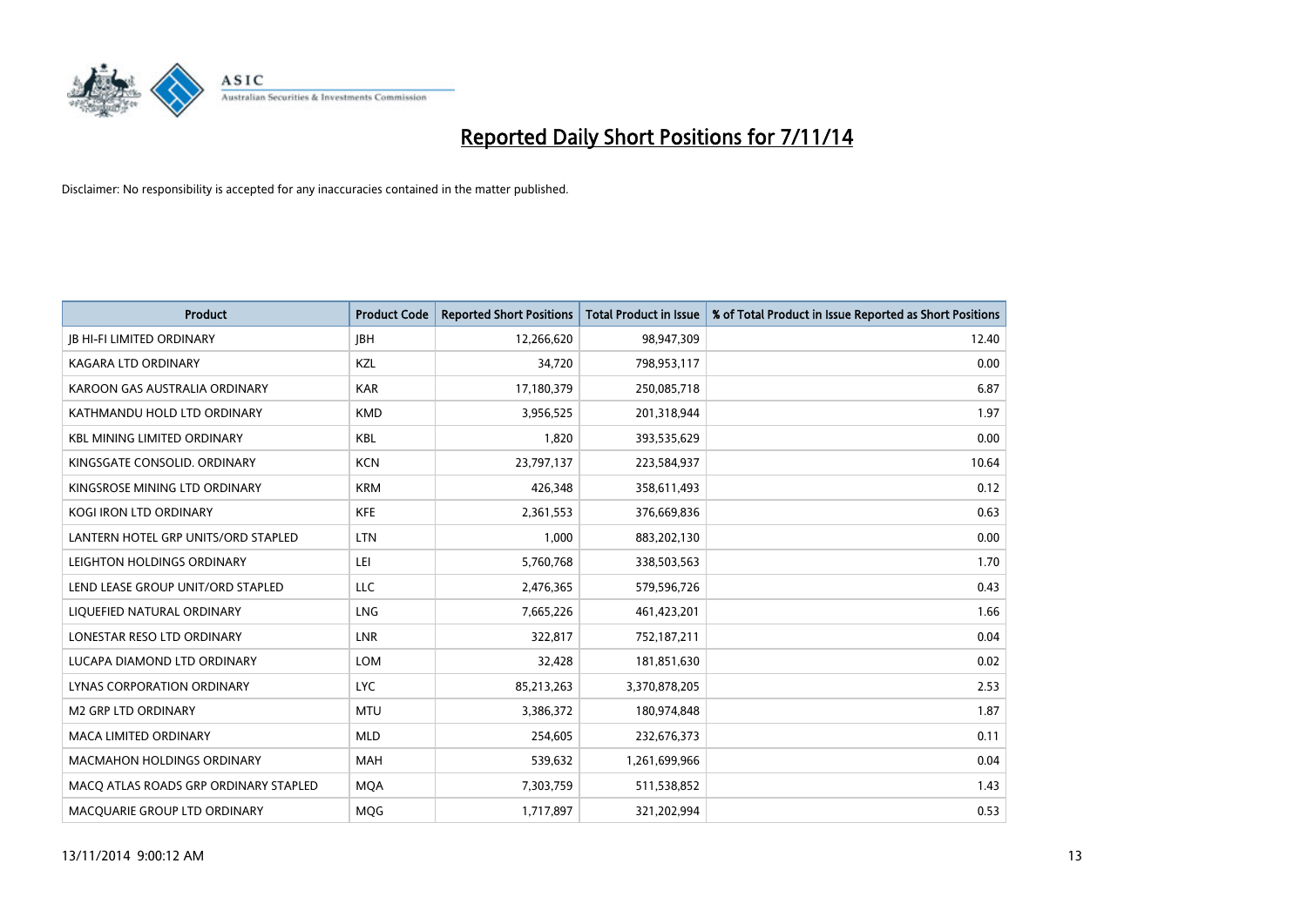# Reported Daily Short Positions for 7/11/14

Disclaimer: No responsibility is accepted for any inaccuracies contained in the matter published.

| Product | Product Code | Reported Short Positions | Total Product in Issue | % of Total Product in Issue Reported as Short Positions |
|---|---|---|---|---|
| JB HI-FI LIMITED ORDINARY | JBH | 12,266,620 | 98,947,309 | 12.40 |
| KAGARA LTD ORDINARY | KZL | 34,720 | 798,953,117 | 0.00 |
| KAROON GAS AUSTRALIA ORDINARY | KAR | 17,180,379 | 250,085,718 | 6.87 |
| KATHMANDU HOLD LTD ORDINARY | KMD | 3,956,525 | 201,318,944 | 1.97 |
| KBL MINING LIMITED ORDINARY | KBL | 1,820 | 393,535,629 | 0.00 |
| KINGSGATE CONSOLID. ORDINARY | KCN | 23,797,137 | 223,584,937 | 10.64 |
| KINGSROSE MINING LTD ORDINARY | KRM | 426,348 | 358,611,493 | 0.12 |
| KOGI IRON LTD ORDINARY | KFE | 2,361,553 | 376,669,836 | 0.63 |
| LANTERN HOTEL GRP UNITS/ORD STAPLED | LTN | 1,000 | 883,202,130 | 0.00 |
| LEIGHTON HOLDINGS ORDINARY | LEI | 5,760,768 | 338,503,563 | 1.70 |
| LEND LEASE GROUP UNIT/ORD STAPLED | LLC | 2,476,365 | 579,596,726 | 0.43 |
| LIQUEFIED NATURAL ORDINARY | LNG | 7,665,226 | 461,423,201 | 1.66 |
| LONESTAR RESO LTD ORDINARY | LNR | 322,817 | 752,187,211 | 0.04 |
| LUCAPA DIAMOND LTD ORDINARY | LOM | 32,428 | 181,851,630 | 0.02 |
| LYNAS CORPORATION ORDINARY | LYC | 85,213,263 | 3,370,878,205 | 2.53 |
| M2 GRP LTD ORDINARY | MTU | 3,386,372 | 180,974,848 | 1.87 |
| MACA LIMITED ORDINARY | MLD | 254,605 | 232,676,373 | 0.11 |
| MACMAHON HOLDINGS ORDINARY | MAH | 539,632 | 1,261,699,966 | 0.04 |
| MACQ ATLAS ROADS GRP ORDINARY STAPLED | MQA | 7,303,759 | 511,538,852 | 1.43 |
| MACQUARIE GROUP LTD ORDINARY | MQG | 1,717,897 | 321,202,994 | 0.53 |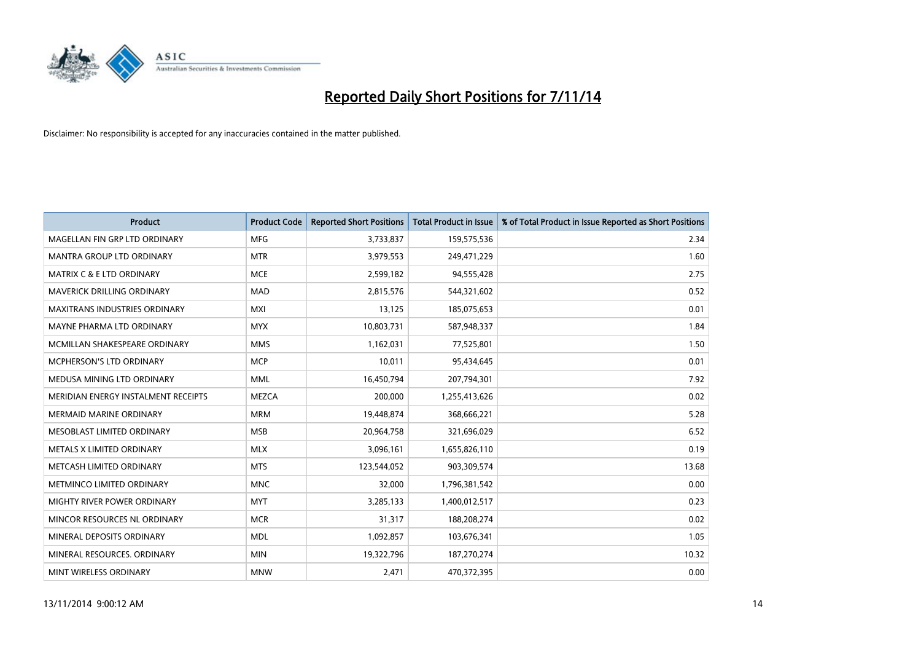# Reported Daily Short Positions for 7/11/14

Disclaimer: No responsibility is accepted for any inaccuracies contained in the matter published.

| Product | Product Code | Reported Short Positions | Total Product in Issue | % of Total Product in Issue Reported as Short Positions |
|---|---|---|---|---|
| MAGELLAN FIN GRP LTD ORDINARY | MFG | 3,733,837 | 159,575,536 | 2.34 |
| MANTRA GROUP LTD ORDINARY | MTR | 3,979,553 | 249,471,229 | 1.60 |
| MATRIX C & E LTD ORDINARY | MCE | 2,599,182 | 94,555,428 | 2.75 |
| MAVERICK DRILLING ORDINARY | MAD | 2,815,576 | 544,321,602 | 0.52 |
| MAXITRANS INDUSTRIES ORDINARY | MXI | 13,125 | 185,075,653 | 0.01 |
| MAYNE PHARMA LTD ORDINARY | MYX | 10,803,731 | 587,948,337 | 1.84 |
| MCMILLAN SHAKESPEARE ORDINARY | MMS | 1,162,031 | 77,525,801 | 1.50 |
| MCPHERSON'S LTD ORDINARY | MCP | 10,011 | 95,434,645 | 0.01 |
| MEDUSA MINING LTD ORDINARY | MML | 16,450,794 | 207,794,301 | 7.92 |
| MERIDIAN ENERGY INSTALMENT RECEIPTS | MEZCA | 200,000 | 1,255,413,626 | 0.02 |
| MERMAID MARINE ORDINARY | MRM | 19,448,874 | 368,666,221 | 5.28 |
| MESOBLAST LIMITED ORDINARY | MSB | 20,964,758 | 321,696,029 | 6.52 |
| METALS X LIMITED ORDINARY | MLX | 3,096,161 | 1,655,826,110 | 0.19 |
| METCASH LIMITED ORDINARY | MTS | 123,544,052 | 903,309,574 | 13.68 |
| METMINCO LIMITED ORDINARY | MNC | 32,000 | 1,796,381,542 | 0.00 |
| MIGHTY RIVER POWER ORDINARY | MYT | 3,285,133 | 1,400,012,517 | 0.23 |
| MINCOR RESOURCES NL ORDINARY | MCR | 31,317 | 188,208,274 | 0.02 |
| MINERAL DEPOSITS ORDINARY | MDL | 1,092,857 | 103,676,341 | 1.05 |
| MINERAL RESOURCES. ORDINARY | MIN | 19,322,796 | 187,270,274 | 10.32 |
| MINT WIRELESS ORDINARY | MNW | 2,471 | 470,372,395 | 0.00 |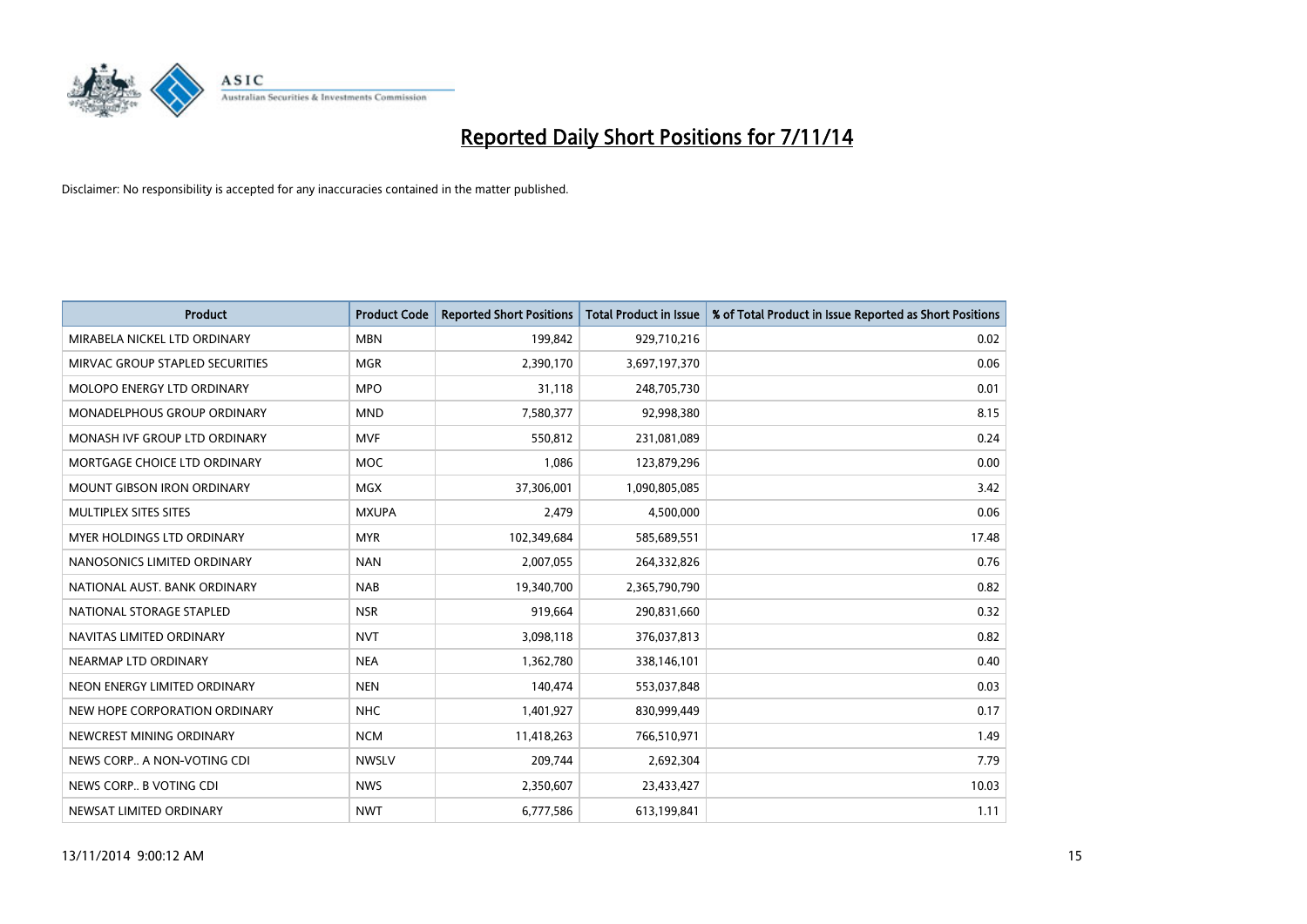# Reported Daily Short Positions for 7/11/14

Disclaimer: No responsibility is accepted for any inaccuracies contained in the matter published.

| Product | Product Code | Reported Short Positions | Total Product in Issue | % of Total Product in Issue Reported as Short Positions |
|---|---|---|---|---|
| MIRABELA NICKEL LTD ORDINARY | MBN | 199,842 | 929,710,216 | 0.02 |
| MIRVAC GROUP STAPLED SECURITIES | MGR | 2,390,170 | 3,697,197,370 | 0.06 |
| MOLOPO ENERGY LTD ORDINARY | MPO | 31,118 | 248,705,730 | 0.01 |
| MONADELPHOUS GROUP ORDINARY | MND | 7,580,377 | 92,998,380 | 8.15 |
| MONASH IVF GROUP LTD ORDINARY | MVF | 550,812 | 231,081,089 | 0.24 |
| MORTGAGE CHOICE LTD ORDINARY | MOC | 1,086 | 123,879,296 | 0.00 |
| MOUNT GIBSON IRON ORDINARY | MGX | 37,306,001 | 1,090,805,085 | 3.42 |
| MULTIPLEX SITES SITES | MXUPA | 2,479 | 4,500,000 | 0.06 |
| MYER HOLDINGS LTD ORDINARY | MYR | 102,349,684 | 585,689,551 | 17.48 |
| NANOSONICS LIMITED ORDINARY | NAN | 2,007,055 | 264,332,826 | 0.76 |
| NATIONAL AUST. BANK ORDINARY | NAB | 19,340,700 | 2,365,790,790 | 0.82 |
| NATIONAL STORAGE STAPLED | NSR | 919,664 | 290,831,660 | 0.32 |
| NAVITAS LIMITED ORDINARY | NVT | 3,098,118 | 376,037,813 | 0.82 |
| NEARMAP LTD ORDINARY | NEA | 1,362,780 | 338,146,101 | 0.40 |
| NEON ENERGY LIMITED ORDINARY | NEN | 140,474 | 553,037,848 | 0.03 |
| NEW HOPE CORPORATION ORDINARY | NHC | 1,401,927 | 830,999,449 | 0.17 |
| NEWCREST MINING ORDINARY | NCM | 11,418,263 | 766,510,971 | 1.49 |
| NEWS CORP.. A NON-VOTING CDI | NWSLV | 209,744 | 2,692,304 | 7.79 |
| NEWS CORP.. B VOTING CDI | NWS | 2,350,607 | 23,433,427 | 10.03 |
| NEWSAT LIMITED ORDINARY | NWT | 6,777,586 | 613,199,841 | 1.11 |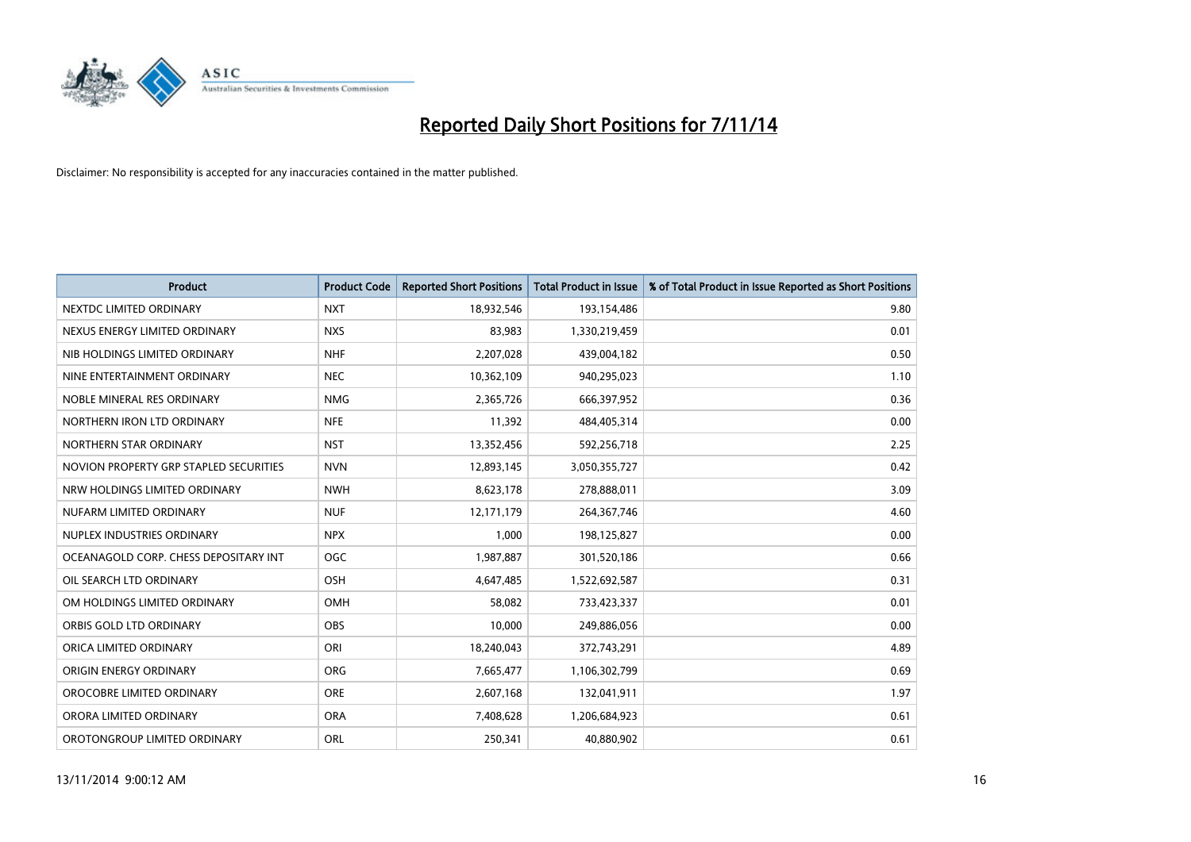# Reported Daily Short Positions for 7/11/14

Disclaimer: No responsibility is accepted for any inaccuracies contained in the matter published.

| Product | Product Code | Reported Short Positions | Total Product in Issue | % of Total Product in Issue Reported as Short Positions |
|---|---|---|---|---|
| NEXTDC LIMITED ORDINARY | NXT | 18,932,546 | 193,154,486 | 9.80 |
| NEXUS ENERGY LIMITED ORDINARY | NXS | 83,983 | 1,330,219,459 | 0.01 |
| NIB HOLDINGS LIMITED ORDINARY | NHF | 2,207,028 | 439,004,182 | 0.50 |
| NINE ENTERTAINMENT ORDINARY | NEC | 10,362,109 | 940,295,023 | 1.10 |
| NOBLE MINERAL RES ORDINARY | NMG | 2,365,726 | 666,397,952 | 0.36 |
| NORTHERN IRON LTD ORDINARY | NFE | 11,392 | 484,405,314 | 0.00 |
| NORTHERN STAR ORDINARY | NST | 13,352,456 | 592,256,718 | 2.25 |
| NOVION PROPERTY GRP STAPLED SECURITIES | NVN | 12,893,145 | 3,050,355,727 | 0.42 |
| NRW HOLDINGS LIMITED ORDINARY | NWH | 8,623,178 | 278,888,011 | 3.09 |
| NUFARM LIMITED ORDINARY | NUF | 12,171,179 | 264,367,746 | 4.60 |
| NUPLEX INDUSTRIES ORDINARY | NPX | 1,000 | 198,125,827 | 0.00 |
| OCEANAGOLD CORP. CHESS DEPOSITARY INT | OGC | 1,987,887 | 301,520,186 | 0.66 |
| OIL SEARCH LTD ORDINARY | OSH | 4,647,485 | 1,522,692,587 | 0.31 |
| OM HOLDINGS LIMITED ORDINARY | OMH | 58,082 | 733,423,337 | 0.01 |
| ORBIS GOLD LTD ORDINARY | OBS | 10,000 | 249,886,056 | 0.00 |
| ORICA LIMITED ORDINARY | ORI | 18,240,043 | 372,743,291 | 4.89 |
| ORIGIN ENERGY ORDINARY | ORG | 7,665,477 | 1,106,302,799 | 0.69 |
| OROCOBRE LIMITED ORDINARY | ORE | 2,607,168 | 132,041,911 | 1.97 |
| ORORA LIMITED ORDINARY | ORA | 7,408,628 | 1,206,684,923 | 0.61 |
| OROTONGROUP LIMITED ORDINARY | ORL | 250,341 | 40,880,902 | 0.61 |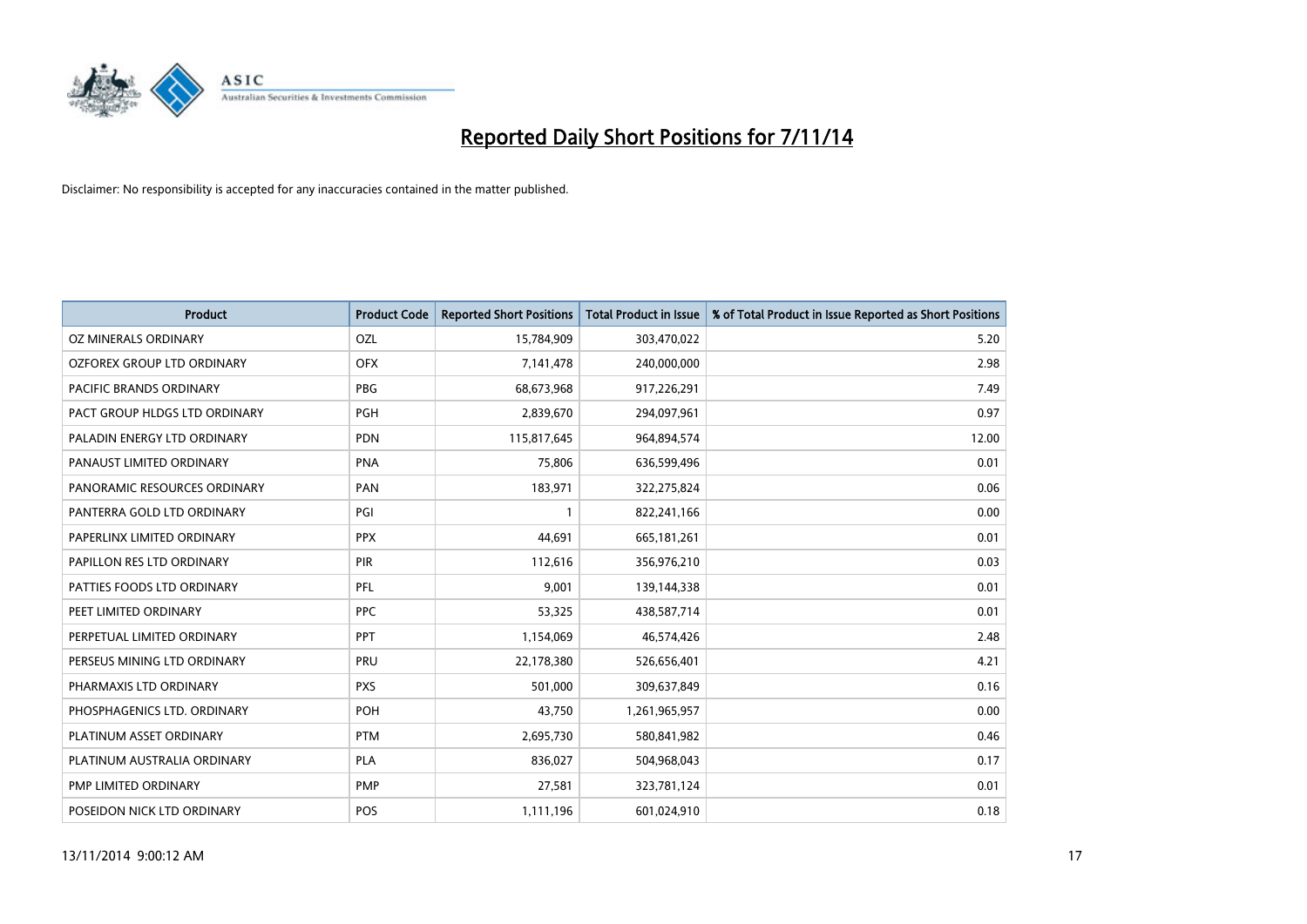# Reported Daily Short Positions for 7/11/14

Disclaimer: No responsibility is accepted for any inaccuracies contained in the matter published.

| Product | Product Code | Reported Short Positions | Total Product in Issue | % of Total Product in Issue Reported as Short Positions |
|---|---|---|---|---|
| OZ MINERALS ORDINARY | OZL | 15,784,909 | 303,470,022 | 5.20 |
| OZFOREX GROUP LTD ORDINARY | OFX | 7,141,478 | 240,000,000 | 2.98 |
| PACIFIC BRANDS ORDINARY | PBG | 68,673,968 | 917,226,291 | 7.49 |
| PACT GROUP HLDGS LTD ORDINARY | PGH | 2,839,670 | 294,097,961 | 0.97 |
| PALADIN ENERGY LTD ORDINARY | PDN | 115,817,645 | 964,894,574 | 12.00 |
| PANAUST LIMITED ORDINARY | PNA | 75,806 | 636,599,496 | 0.01 |
| PANORAMIC RESOURCES ORDINARY | PAN | 183,971 | 322,275,824 | 0.06 |
| PANTERRA GOLD LTD ORDINARY | PGI | 1 | 822,241,166 | 0.00 |
| PAPERLINX LIMITED ORDINARY | PPX | 44,691 | 665,181,261 | 0.01 |
| PAPILLON RES LTD ORDINARY | PIR | 112,616 | 356,976,210 | 0.03 |
| PATTIES FOODS LTD ORDINARY | PFL | 9,001 | 139,144,338 | 0.01 |
| PEET LIMITED ORDINARY | PPC | 53,325 | 438,587,714 | 0.01 |
| PERPETUAL LIMITED ORDINARY | PPT | 1,154,069 | 46,574,426 | 2.48 |
| PERSEUS MINING LTD ORDINARY | PRU | 22,178,380 | 526,656,401 | 4.21 |
| PHARMAXIS LTD ORDINARY | PXS | 501,000 | 309,637,849 | 0.16 |
| PHOSPHAGENICS LTD. ORDINARY | POH | 43,750 | 1,261,965,957 | 0.00 |
| PLATINUM ASSET ORDINARY | PTM | 2,695,730 | 580,841,982 | 0.46 |
| PLATINUM AUSTRALIA ORDINARY | PLA | 836,027 | 504,968,043 | 0.17 |
| PMP LIMITED ORDINARY | PMP | 27,581 | 323,781,124 | 0.01 |
| POSEIDON NICK LTD ORDINARY | POS | 1,111,196 | 601,024,910 | 0.18 |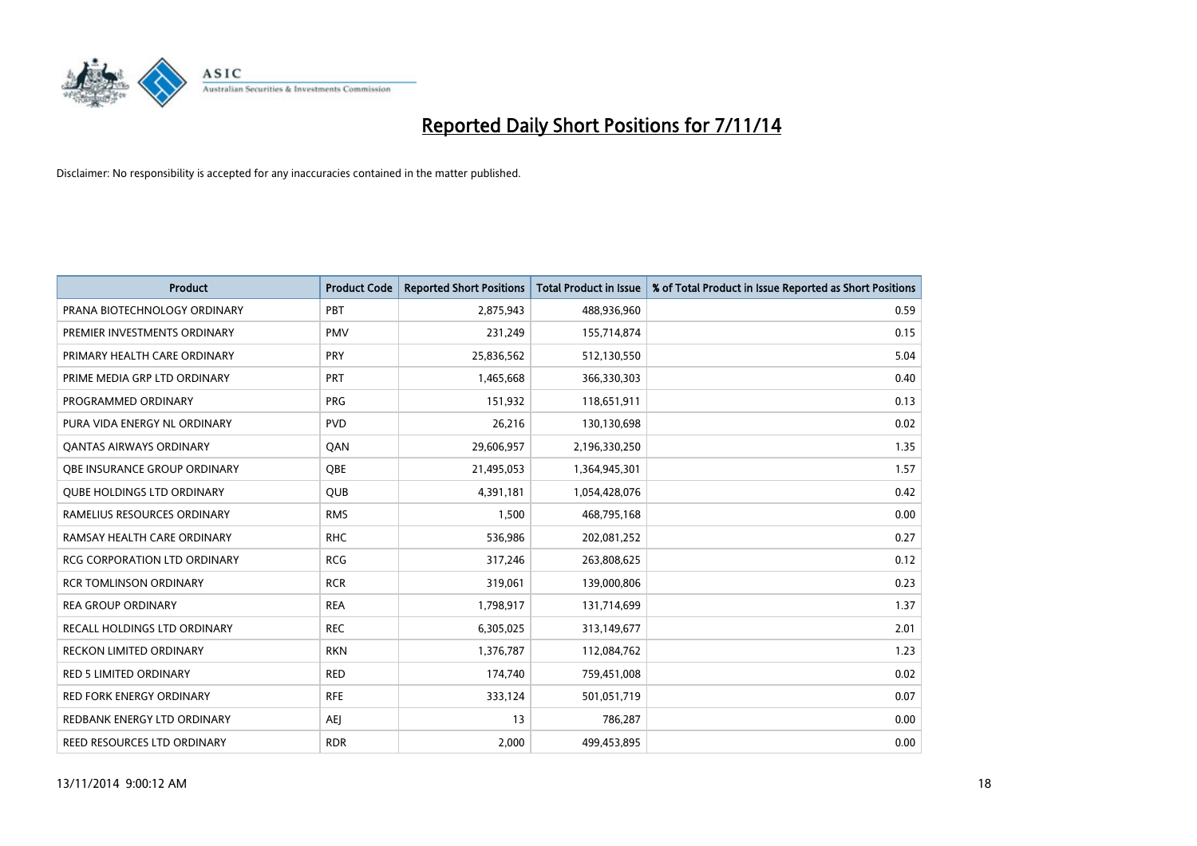# Reported Daily Short Positions for 7/11/14

Disclaimer: No responsibility is accepted for any inaccuracies contained in the matter published.

| Product | Product Code | Reported Short Positions | Total Product in Issue | % of Total Product in Issue Reported as Short Positions |
| --- | --- | --- | --- | --- |
| PRANA BIOTECHNOLOGY ORDINARY | PBT | 2,875,943 | 488,936,960 | 0.59 |
| PREMIER INVESTMENTS ORDINARY | PMV | 231,249 | 155,714,874 | 0.15 |
| PRIMARY HEALTH CARE ORDINARY | PRY | 25,836,562 | 512,130,550 | 5.04 |
| PRIME MEDIA GRP LTD ORDINARY | PRT | 1,465,668 | 366,330,303 | 0.40 |
| PROGRAMMED ORDINARY | PRG | 151,932 | 118,651,911 | 0.13 |
| PURA VIDA ENERGY NL ORDINARY | PVD | 26,216 | 130,130,698 | 0.02 |
| QANTAS AIRWAYS ORDINARY | QAN | 29,606,957 | 2,196,330,250 | 1.35 |
| QBE INSURANCE GROUP ORDINARY | QBE | 21,495,053 | 1,364,945,301 | 1.57 |
| QUBE HOLDINGS LTD ORDINARY | QUB | 4,391,181 | 1,054,428,076 | 0.42 |
| RAMELIUS RESOURCES ORDINARY | RMS | 1,500 | 468,795,168 | 0.00 |
| RAMSAY HEALTH CARE ORDINARY | RHC | 536,986 | 202,081,252 | 0.27 |
| RCG CORPORATION LTD ORDINARY | RCG | 317,246 | 263,808,625 | 0.12 |
| RCR TOMLINSON ORDINARY | RCR | 319,061 | 139,000,806 | 0.23 |
| REA GROUP ORDINARY | REA | 1,798,917 | 131,714,699 | 1.37 |
| RECALL HOLDINGS LTD ORDINARY | REC | 6,305,025 | 313,149,677 | 2.01 |
| RECKON LIMITED ORDINARY | RKN | 1,376,787 | 112,084,762 | 1.23 |
| RED 5 LIMITED ORDINARY | RED | 174,740 | 759,451,008 | 0.02 |
| RED FORK ENERGY ORDINARY | RFE | 333,124 | 501,051,719 | 0.07 |
| REDBANK ENERGY LTD ORDINARY | AEJ | 13 | 786,287 | 0.00 |
| REED RESOURCES LTD ORDINARY | RDR | 2,000 | 499,453,895 | 0.00 |

13/11/2014 9:00:12 AM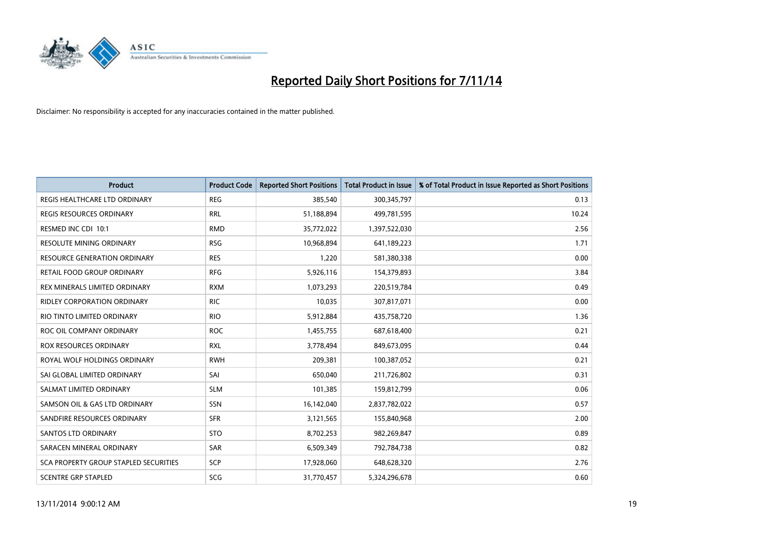# Reported Daily Short Positions for 7/11/14

Disclaimer: No responsibility is accepted for any inaccuracies contained in the matter published.

| Product | Product Code | Reported Short Positions | Total Product in Issue | % of Total Product in Issue Reported as Short Positions |
|---|---|---|---|---|
| REGIS HEALTHCARE LTD ORDINARY | REG | 385,540 | 300,345,797 | 0.13 |
| REGIS RESOURCES ORDINARY | RRL | 51,188,894 | 499,781,595 | 10.24 |
| RESMED INC CDI 10:1 | RMD | 35,772,022 | 1,397,522,030 | 2.56 |
| RESOLUTE MINING ORDINARY | RSG | 10,968,894 | 641,189,223 | 1.71 |
| RESOURCE GENERATION ORDINARY | RES | 1,220 | 581,380,338 | 0.00 |
| RETAIL FOOD GROUP ORDINARY | RFG | 5,926,116 | 154,379,893 | 3.84 |
| REX MINERALS LIMITED ORDINARY | RXM | 1,073,293 | 220,519,784 | 0.49 |
| RIDLEY CORPORATION ORDINARY | RIC | 10,035 | 307,817,071 | 0.00 |
| RIO TINTO LIMITED ORDINARY | RIO | 5,912,884 | 435,758,720 | 1.36 |
| ROC OIL COMPANY ORDINARY | ROC | 1,455,755 | 687,618,400 | 0.21 |
| ROX RESOURCES ORDINARY | RXL | 3,778,494 | 849,673,095 | 0.44 |
| ROYAL WOLF HOLDINGS ORDINARY | RWH | 209,381 | 100,387,052 | 0.21 |
| SAI GLOBAL LIMITED ORDINARY | SAI | 650,040 | 211,726,802 | 0.31 |
| SALMAT LIMITED ORDINARY | SLM | 101,385 | 159,812,799 | 0.06 |
| SAMSON OIL & GAS LTD ORDINARY | SSN | 16,142,040 | 2,837,782,022 | 0.57 |
| SANDFIRE RESOURCES ORDINARY | SFR | 3,121,565 | 155,840,968 | 2.00 |
| SANTOS LTD ORDINARY | STO | 8,702,253 | 982,269,847 | 0.89 |
| SARACEN MINERAL ORDINARY | SAR | 6,509,349 | 792,784,738 | 0.82 |
| SCA PROPERTY GROUP STAPLED SECURITIES | SCP | 17,928,060 | 648,628,320 | 2.76 |
| SCENTRE GRP STAPLED | SCG | 31,770,457 | 5,324,296,678 | 0.60 |

13/11/2014 9:00:12 AM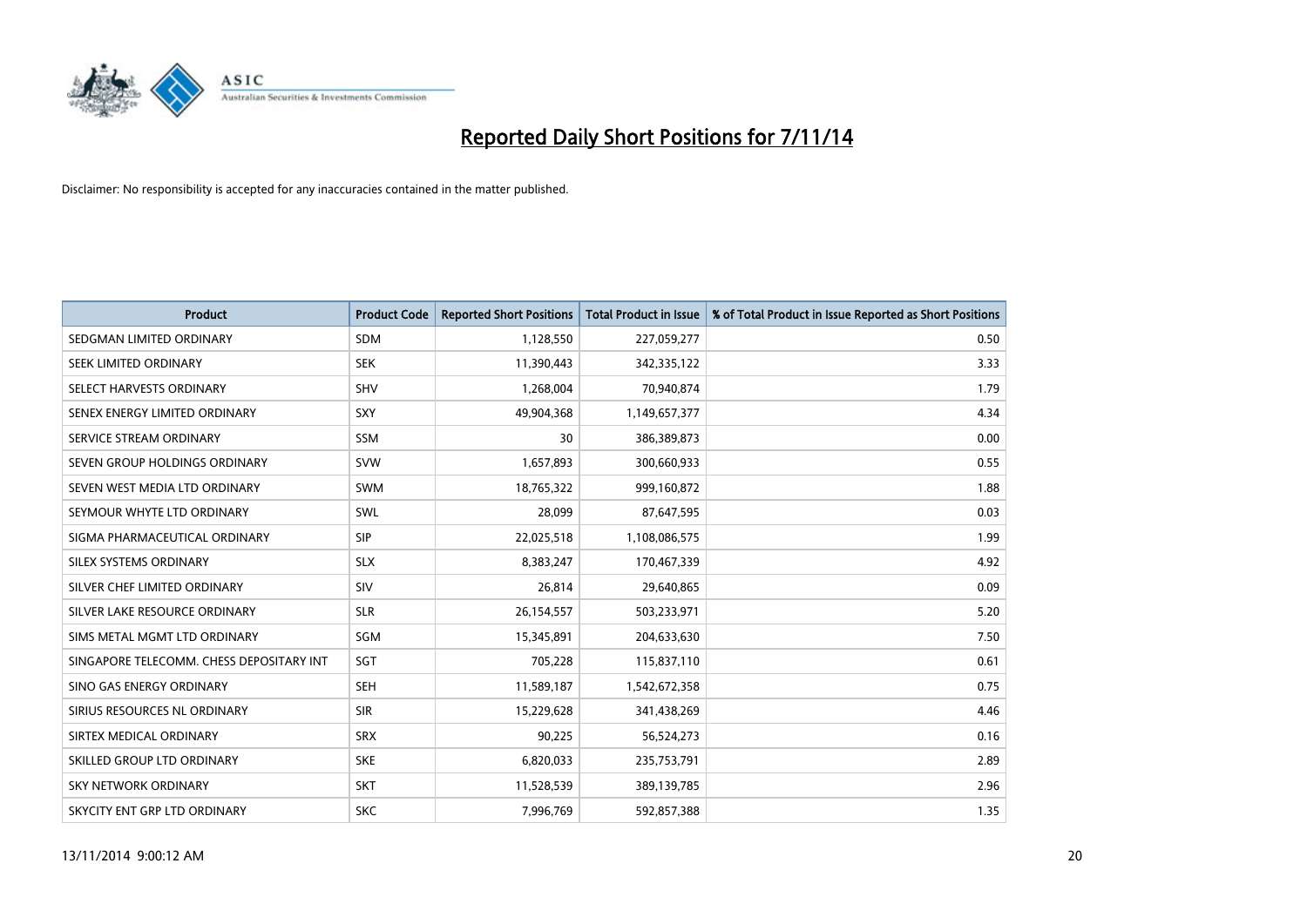# Reported Daily Short Positions for 7/11/14

Disclaimer: No responsibility is accepted for any inaccuracies contained in the matter published.

| Product | Product Code | Reported Short Positions | Total Product in Issue | % of Total Product in Issue Reported as Short Positions |
|---|---|---|---|---|
| SEDGMAN LIMITED ORDINARY | SDM | 1,128,550 | 227,059,277 | 0.50 |
| SEEK LIMITED ORDINARY | SEK | 11,390,443 | 342,335,122 | 3.33 |
| SELECT HARVESTS ORDINARY | SHV | 1,268,004 | 70,940,874 | 1.79 |
| SENEX ENERGY LIMITED ORDINARY | SXY | 49,904,368 | 1,149,657,377 | 4.34 |
| SERVICE STREAM ORDINARY | SSM | 30 | 386,389,873 | 0.00 |
| SEVEN GROUP HOLDINGS ORDINARY | SVW | 1,657,893 | 300,660,933 | 0.55 |
| SEVEN WEST MEDIA LTD ORDINARY | SWM | 18,765,322 | 999,160,872 | 1.88 |
| SEYMOUR WHYTE LTD ORDINARY | SWL | 28,099 | 87,647,595 | 0.03 |
| SIGMA PHARMACEUTICAL ORDINARY | SIP | 22,025,518 | 1,108,086,575 | 1.99 |
| SILEX SYSTEMS ORDINARY | SLX | 8,383,247 | 170,467,339 | 4.92 |
| SILVER CHEF LIMITED ORDINARY | SIV | 26,814 | 29,640,865 | 0.09 |
| SILVER LAKE RESOURCE ORDINARY | SLR | 26,154,557 | 503,233,971 | 5.20 |
| SIMS METAL MGMT LTD ORDINARY | SGM | 15,345,891 | 204,633,630 | 7.50 |
| SINGAPORE TELECOMM. CHESS DEPOSITARY INT | SGT | 705,228 | 115,837,110 | 0.61 |
| SINO GAS ENERGY ORDINARY | SEH | 11,589,187 | 1,542,672,358 | 0.75 |
| SIRIUS RESOURCES NL ORDINARY | SIR | 15,229,628 | 341,438,269 | 4.46 |
| SIRTEX MEDICAL ORDINARY | SRX | 90,225 | 56,524,273 | 0.16 |
| SKILLED GROUP LTD ORDINARY | SKE | 6,820,033 | 235,753,791 | 2.89 |
| SKY NETWORK ORDINARY | SKT | 11,528,539 | 389,139,785 | 2.96 |
| SKYCITY ENT GRP LTD ORDINARY | SKC | 7,996,769 | 592,857,388 | 1.35 |

13/11/2014 9:00:12 AM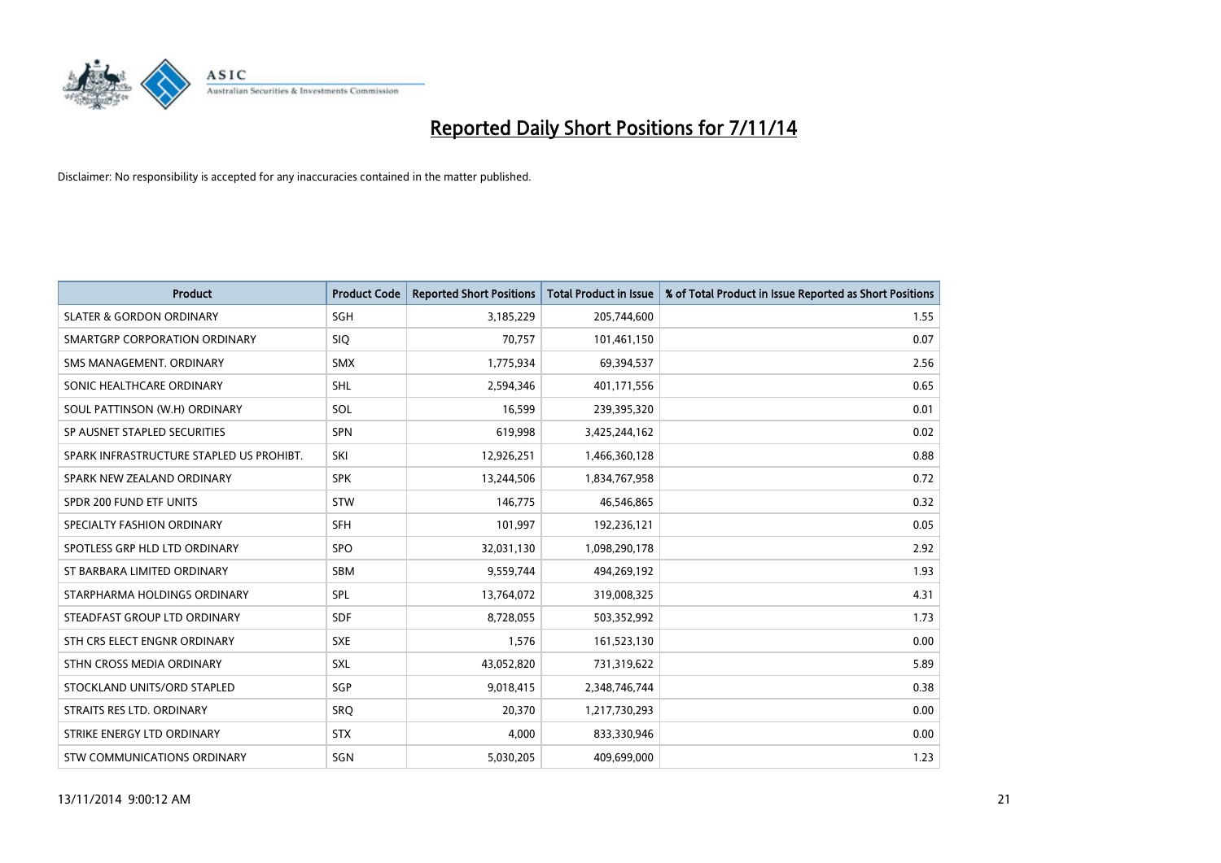# Reported Daily Short Positions for 7/11/14

Disclaimer: No responsibility is accepted for any inaccuracies contained in the matter published.

| Product | Product Code | Reported Short Positions | Total Product in Issue | % of Total Product in Issue Reported as Short Positions |
|---|---|---|---|---|
| SLATER & GORDON ORDINARY | SGH | 3,185,229 | 205,744,600 | 1.55 |
| SMARTGRP CORPORATION ORDINARY | SIQ | 70,757 | 101,461,150 | 0.07 |
| SMS MANAGEMENT. ORDINARY | SMX | 1,775,934 | 69,394,537 | 2.56 |
| SONIC HEALTHCARE ORDINARY | SHL | 2,594,346 | 401,171,556 | 0.65 |
| SOUL PATTINSON (W.H) ORDINARY | SOL | 16,599 | 239,395,320 | 0.01 |
| SP AUSNET STAPLED SECURITIES | SPN | 619,998 | 3,425,244,162 | 0.02 |
| SPARK INFRASTRUCTURE STAPLED US PROHIBT. | SKI | 12,926,251 | 1,466,360,128 | 0.88 |
| SPARK NEW ZEALAND ORDINARY | SPK | 13,244,506 | 1,834,767,958 | 0.72 |
| SPDR 200 FUND ETF UNITS | STW | 146,775 | 46,546,865 | 0.32 |
| SPECIALTY FASHION ORDINARY | SFH | 101,997 | 192,236,121 | 0.05 |
| SPOTLESS GRP HLD LTD ORDINARY | SPO | 32,031,130 | 1,098,290,178 | 2.92 |
| ST BARBARA LIMITED ORDINARY | SBM | 9,559,744 | 494,269,192 | 1.93 |
| STARPHARMA HOLDINGS ORDINARY | SPL | 13,764,072 | 319,008,325 | 4.31 |
| STEADFAST GROUP LTD ORDINARY | SDF | 8,728,055 | 503,352,992 | 1.73 |
| STH CRS ELECT ENGNR ORDINARY | SXE | 1,576 | 161,523,130 | 0.00 |
| STHN CROSS MEDIA ORDINARY | SXL | 43,052,820 | 731,319,622 | 5.89 |
| STOCKLAND UNITS/ORD STAPLED | SGP | 9,018,415 | 2,348,746,744 | 0.38 |
| STRAITS RES LTD. ORDINARY | SRQ | 20,370 | 1,217,730,293 | 0.00 |
| STRIKE ENERGY LTD ORDINARY | STX | 4,000 | 833,330,946 | 0.00 |
| STW COMMUNICATIONS ORDINARY | SGN | 5,030,205 | 409,699,000 | 1.23 |

13/11/2014 9:00:12 AM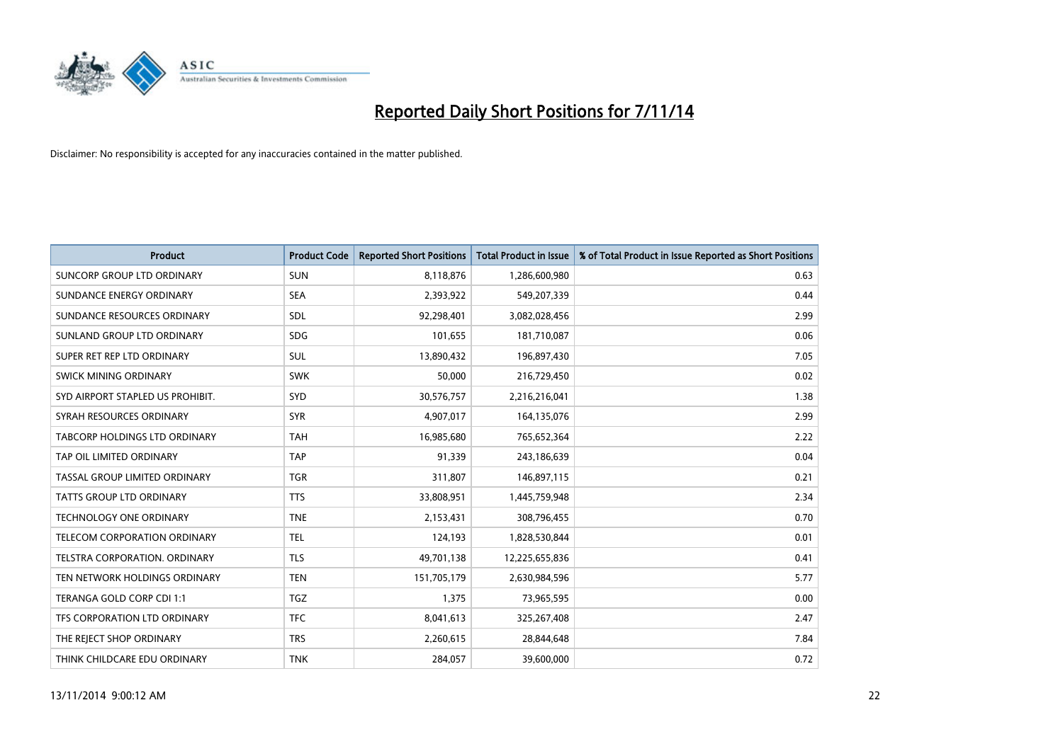# Reported Daily Short Positions for 7/11/14

Disclaimer: No responsibility is accepted for any inaccuracies contained in the matter published.

| Product | Product Code | Reported Short Positions | Total Product in Issue | % of Total Product in Issue Reported as Short Positions |
|---|---|---|---|---|
| SUNCORP GROUP LTD ORDINARY | SUN | 8,118,876 | 1,286,600,980 | 0.63 |
| SUNDANCE ENERGY ORDINARY | SEA | 2,393,922 | 549,207,339 | 0.44 |
| SUNDANCE RESOURCES ORDINARY | SDL | 92,298,401 | 3,082,028,456 | 2.99 |
| SUNLAND GROUP LTD ORDINARY | SDG | 101,655 | 181,710,087 | 0.06 |
| SUPER RET REP LTD ORDINARY | SUL | 13,890,432 | 196,897,430 | 7.05 |
| SWICK MINING ORDINARY | SWK | 50,000 | 216,729,450 | 0.02 |
| SYD AIRPORT STAPLED US PROHIBIT. | SYD | 30,576,757 | 2,216,216,041 | 1.38 |
| SYRAH RESOURCES ORDINARY | SYR | 4,907,017 | 164,135,076 | 2.99 |
| TABCORP HOLDINGS LTD ORDINARY | TAH | 16,985,680 | 765,652,364 | 2.22 |
| TAP OIL LIMITED ORDINARY | TAP | 91,339 | 243,186,639 | 0.04 |
| TASSAL GROUP LIMITED ORDINARY | TGR | 311,807 | 146,897,115 | 0.21 |
| TATTS GROUP LTD ORDINARY | TTS | 33,808,951 | 1,445,759,948 | 2.34 |
| TECHNOLOGY ONE ORDINARY | TNE | 2,153,431 | 308,796,455 | 0.70 |
| TELECOM CORPORATION ORDINARY | TEL | 124,193 | 1,828,530,844 | 0.01 |
| TELSTRA CORPORATION. ORDINARY | TLS | 49,701,138 | 12,225,655,836 | 0.41 |
| TEN NETWORK HOLDINGS ORDINARY | TEN | 151,705,179 | 2,630,984,596 | 5.77 |
| TERANGA GOLD CORP CDI 1:1 | TGZ | 1,375 | 73,965,595 | 0.00 |
| TFS CORPORATION LTD ORDINARY | TFC | 8,041,613 | 325,267,408 | 2.47 |
| THE REJECT SHOP ORDINARY | TRS | 2,260,615 | 28,844,648 | 7.84 |
| THINK CHILDCARE EDU ORDINARY | TNK | 284,057 | 39,600,000 | 0.72 |

13/11/2014 9:00:12 AM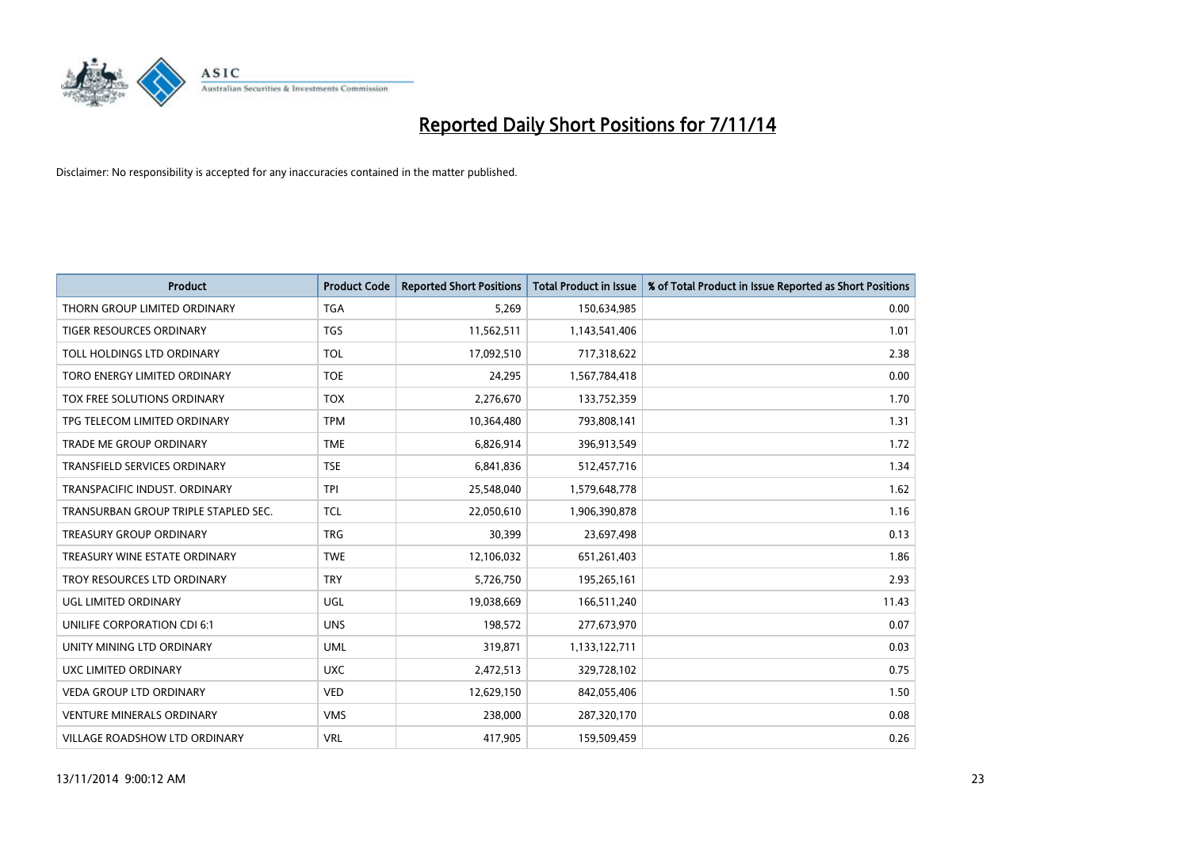# Reported Daily Short Positions for 7/11/14

Disclaimer: No responsibility is accepted for any inaccuracies contained in the matter published.

| Product | Product Code | Reported Short Positions | Total Product in Issue | % of Total Product in Issue Reported as Short Positions |
|---|---|---|---|---|
| THORN GROUP LIMITED ORDINARY | TGA | 5,269 | 150,634,985 | 0.00 |
| TIGER RESOURCES ORDINARY | TGS | 11,562,511 | 1,143,541,406 | 1.01 |
| TOLL HOLDINGS LTD ORDINARY | TOL | 17,092,510 | 717,318,622 | 2.38 |
| TORO ENERGY LIMITED ORDINARY | TOE | 24,295 | 1,567,784,418 | 0.00 |
| TOX FREE SOLUTIONS ORDINARY | TOX | 2,276,670 | 133,752,359 | 1.70 |
| TPG TELECOM LIMITED ORDINARY | TPM | 10,364,480 | 793,808,141 | 1.31 |
| TRADE ME GROUP ORDINARY | TME | 6,826,914 | 396,913,549 | 1.72 |
| TRANSFIELD SERVICES ORDINARY | TSE | 6,841,836 | 512,457,716 | 1.34 |
| TRANSPACIFIC INDUST. ORDINARY | TPI | 25,548,040 | 1,579,648,778 | 1.62 |
| TRANSURBAN GROUP TRIPLE STAPLED SEC. | TCL | 22,050,610 | 1,906,390,878 | 1.16 |
| TREASURY GROUP ORDINARY | TRG | 30,399 | 23,697,498 | 0.13 |
| TREASURY WINE ESTATE ORDINARY | TWE | 12,106,032 | 651,261,403 | 1.86 |
| TROY RESOURCES LTD ORDINARY | TRY | 5,726,750 | 195,265,161 | 2.93 |
| UGL LIMITED ORDINARY | UGL | 19,038,669 | 166,511,240 | 11.43 |
| UNILIFE CORPORATION CDI 6:1 | UNS | 198,572 | 277,673,970 | 0.07 |
| UNITY MINING LTD ORDINARY | UML | 319,871 | 1,133,122,711 | 0.03 |
| UXC LIMITED ORDINARY | UXC | 2,472,513 | 329,728,102 | 0.75 |
| VEDA GROUP LTD ORDINARY | VED | 12,629,150 | 842,055,406 | 1.50 |
| VENTURE MINERALS ORDINARY | VMS | 238,000 | 287,320,170 | 0.08 |
| VILLAGE ROADSHOW LTD ORDINARY | VRL | 417,905 | 159,509,459 | 0.26 |

13/11/2014 9:00:12 AM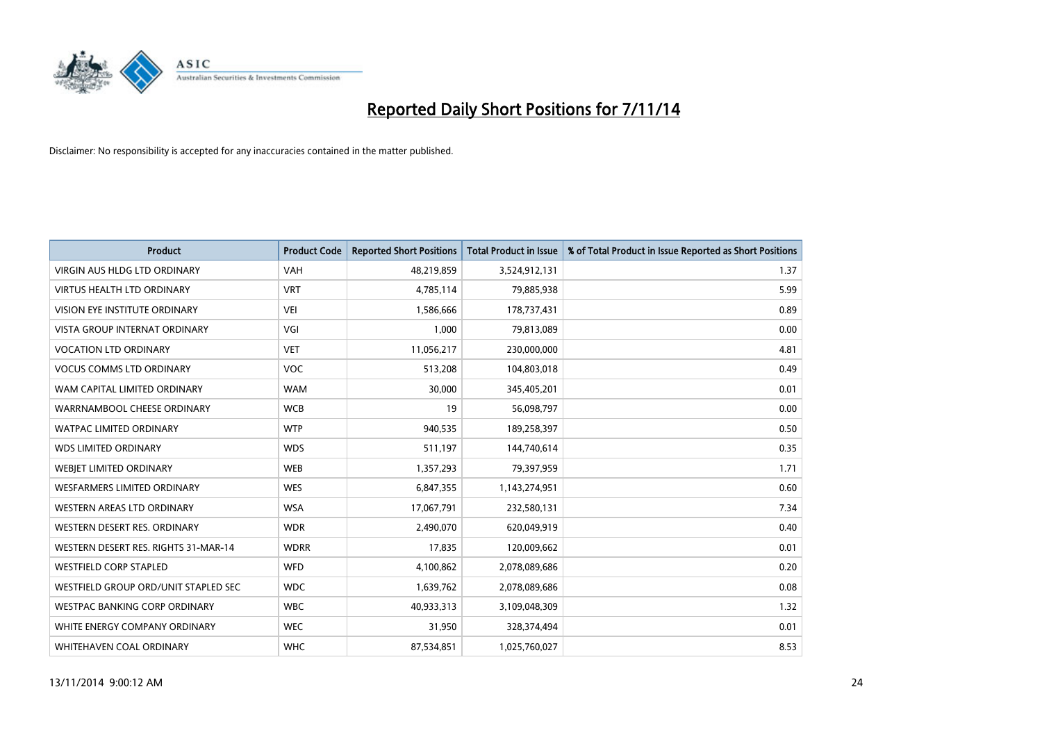# Reported Daily Short Positions for 7/11/14

Disclaimer: No responsibility is accepted for any inaccuracies contained in the matter published.

| Product | Product Code | Reported Short Positions | Total Product in Issue | % of Total Product in Issue Reported as Short Positions |
|---|---|---|---|---|
| VIRGIN AUS HLDG LTD ORDINARY | VAH | 48,219,859 | 3,524,912,131 | 1.37 |
| VIRTUS HEALTH LTD ORDINARY | VRT | 4,785,114 | 79,885,938 | 5.99 |
| VISION EYE INSTITUTE ORDINARY | VEI | 1,586,666 | 178,737,431 | 0.89 |
| VISTA GROUP INTERNAT ORDINARY | VGI | 1,000 | 79,813,089 | 0.00 |
| VOCATION LTD ORDINARY | VET | 11,056,217 | 230,000,000 | 4.81 |
| VOCUS COMMS LTD ORDINARY | VOC | 513,208 | 104,803,018 | 0.49 |
| WAM CAPITAL LIMITED ORDINARY | WAM | 30,000 | 345,405,201 | 0.01 |
| WARRNAMBOOL CHEESE ORDINARY | WCB | 19 | 56,098,797 | 0.00 |
| WATPAC LIMITED ORDINARY | WTP | 940,535 | 189,258,397 | 0.50 |
| WDS LIMITED ORDINARY | WDS | 511,197 | 144,740,614 | 0.35 |
| WEBJET LIMITED ORDINARY | WEB | 1,357,293 | 79,397,959 | 1.71 |
| WESFARMERS LIMITED ORDINARY | WES | 6,847,355 | 1,143,274,951 | 0.60 |
| WESTERN AREAS LTD ORDINARY | WSA | 17,067,791 | 232,580,131 | 7.34 |
| WESTERN DESERT RES. ORDINARY | WDR | 2,490,070 | 620,049,919 | 0.40 |
| WESTERN DESERT RES. RIGHTS 31-MAR-14 | WDRR | 17,835 | 120,009,662 | 0.01 |
| WESTFIELD CORP STAPLED | WFD | 4,100,862 | 2,078,089,686 | 0.20 |
| WESTFIELD GROUP ORD/UNIT STAPLED SEC | WDC | 1,639,762 | 2,078,089,686 | 0.08 |
| WESTPAC BANKING CORP ORDINARY | WBC | 40,933,313 | 3,109,048,309 | 1.32 |
| WHITE ENERGY COMPANY ORDINARY | WEC | 31,950 | 328,374,494 | 0.01 |
| WHITEHAVEN COAL ORDINARY | WHC | 87,534,851 | 1,025,760,027 | 8.53 |

13/11/2014 9:00:12 AM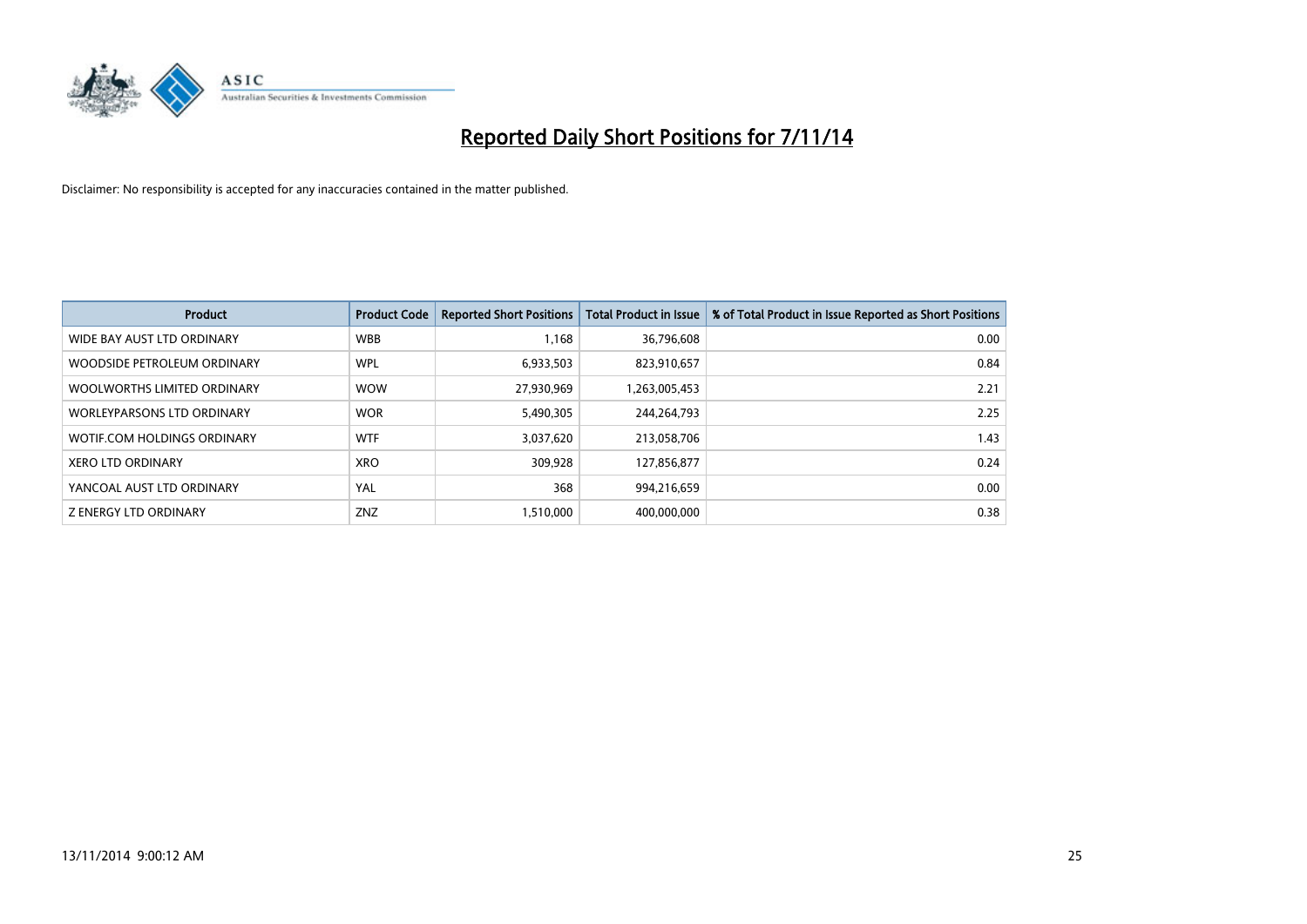# Reported Daily Short Positions for 7/11/14

Disclaimer: No responsibility is accepted for any inaccuracies contained in the matter published.

| Product | Product Code | Reported Short Positions | Total Product in Issue | % of Total Product in Issue Reported as Short Positions |
|---|---|---|---|---|
| WIDE BAY AUST LTD ORDINARY | WBB | 1,168 | 36,796,608 | 0.00 |
| WOODSIDE PETROLEUM ORDINARY | WPL | 6,933,503 | 823,910,657 | 0.84 |
| WOOLWORTHS LIMITED ORDINARY | WOW | 27,930,969 | 1,263,005,453 | 2.21 |
| WORLEYPARSONS LTD ORDINARY | WOR | 5,490,305 | 244,264,793 | 2.25 |
| WOTIF.COM HOLDINGS ORDINARY | WTF | 3,037,620 | 213,058,706 | 1.43 |
| XERO LTD ORDINARY | XRO | 309,928 | 127,856,877 | 0.24 |
| YANCOAL AUST LTD ORDINARY | YAL | 368 | 994,216,659 | 0.00 |
| Z ENERGY LTD ORDINARY | ZNZ | 1,510,000 | 400,000,000 | 0.38 |

13/11/2014 9:00:12 AM